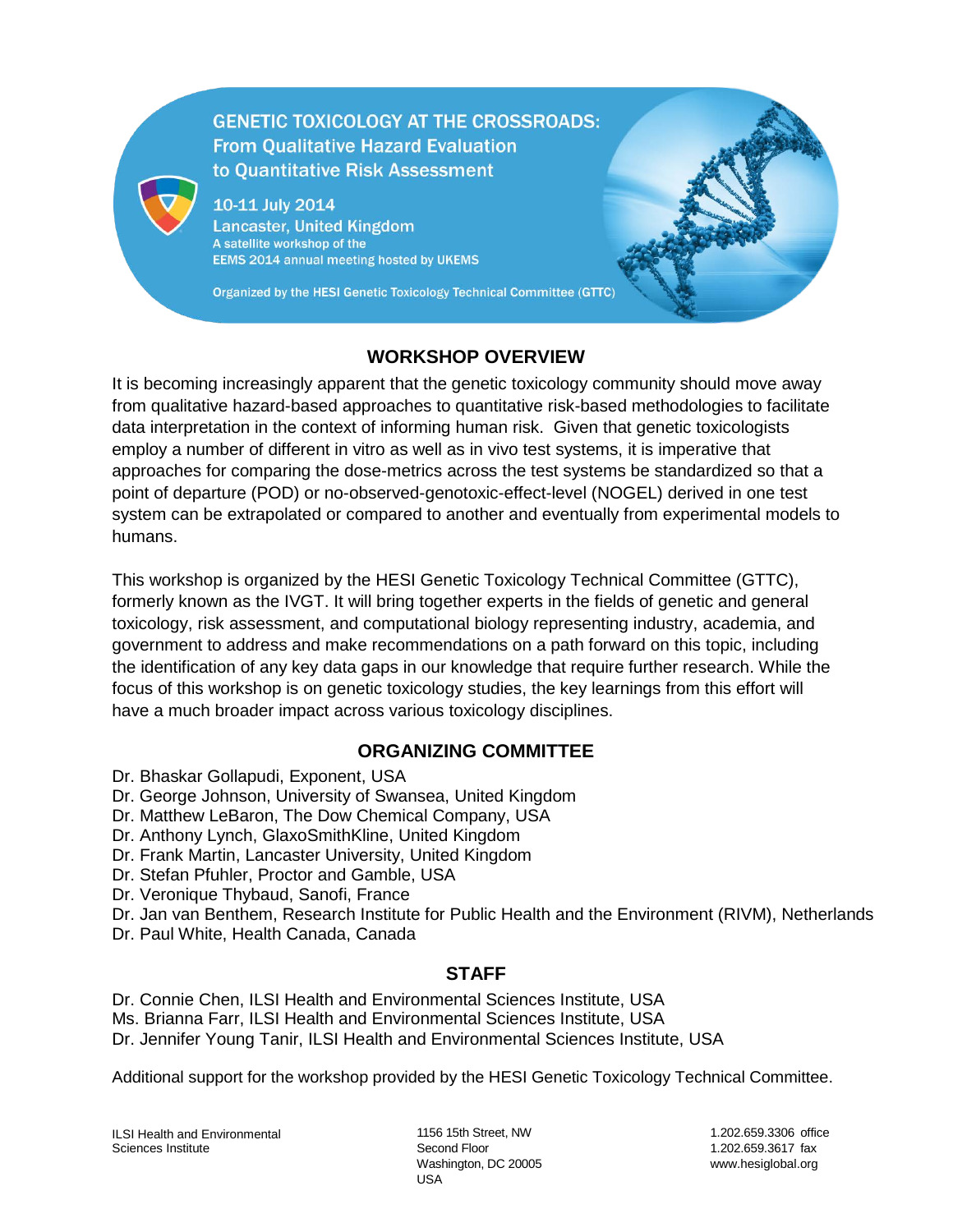# GENETIC TOXICOLOGY AT THE CROSSROADS:
## From Qualitative Hazard Evaluation to Quantitative Risk Assessment

10-11 July 2014
Lancaster, United Kingdom
A satellite workshop of the EEMS 2014 annual meeting hosted by UKEMS

Organized by the HESI Genetic Toxicology Technical Committee (GTTC)

## WORKSHOP OVERVIEW

It is becoming increasingly apparent that the genetic toxicology community should move away from qualitative hazard-based approaches to quantitative risk-based methodologies to facilitate data interpretation in the context of informing human risk. Given that genetic toxicologists employ a number of different in vitro as well as in vivo test systems, it is imperative that approaches for comparing the dose-metrics across the test systems be standardized so that a point of departure (POD) or no-observed-genotoxic-effect-level (NOGEL) derived in one test system can be extrapolated or compared to another and eventually from experimental models to humans.

This workshop is organized by the HESI Genetic Toxicology Technical Committee (GTTC), formerly known as the IVGT. It will bring together experts in the fields of genetic and general toxicology, risk assessment, and computational biology representing industry, academia, and government to address and make recommendations on a path forward on this topic, including the identification of any key data gaps in our knowledge that require further research. While the focus of this workshop is on genetic toxicology studies, the key learnings from this effort will have a much broader impact across various toxicology disciplines.

## ORGANIZING COMMITTEE

Dr. Bhaskar Gollapudi, Exponent, USA
Dr. George Johnson, University of Swansea, United Kingdom
Dr. Matthew LeBaron, The Dow Chemical Company, USA
Dr. Anthony Lynch, GlaxoSmithKline, United Kingdom
Dr. Frank Martin, Lancaster University, United Kingdom
Dr. Stefan Pfuhler, Proctor and Gamble, USA
Dr. Veronique Thybaud, Sanofi, France
Dr. Jan van Benthem, Research Institute for Public Health and the Environment (RIVM), Netherlands
Dr. Paul White, Health Canada, Canada

## STAFF

Dr. Connie Chen, ILSI Health and Environmental Sciences Institute, USA
Ms. Brianna Farr, ILSI Health and Environmental Sciences Institute, USA
Dr. Jennifer Young Tanir, ILSI Health and Environmental Sciences Institute, USA

Additional support for the workshop provided by the HESI Genetic Toxicology Technical Committee.

ILSI Health and Environmental Sciences Institute
1156 15th Street, NW
Second Floor
Washington, DC 20005
USA
1.202.659.3306 office
1.202.659.3617 fax
www.hesiglobal.org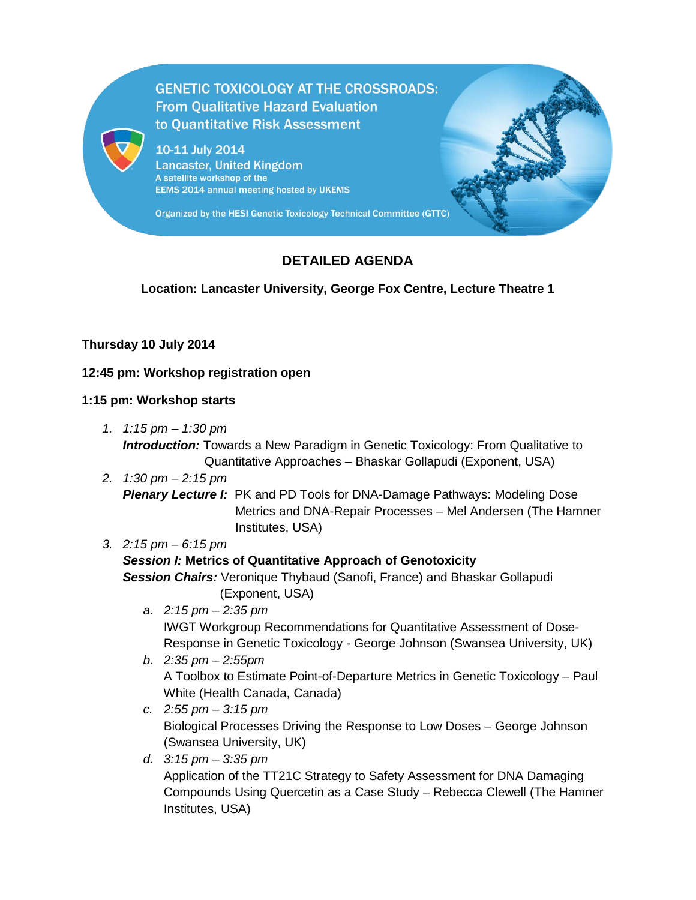GENETIC TOXICOLOGY AT THE CROSSROADS: From Qualitative Hazard Evaluation to Quantitative Risk Assessment

10-11 July 2014
Lancaster, United Kingdom
A satellite workshop of the EEMS 2014 annual meeting hosted by UKEMS

Organized by the **HESI Genetic Toxicology Technical Committee (GTTC)**

## DETAILED AGENDA

**Location: Lancaster University, George Fox Centre, Lecture Theatre 1**

**Thursday 10 July 2014**

**12:45 pm: Workshop registration open**

**1:15 pm: Workshop starts**

1. *1:15 pm – 1:30 pm*
   ***Introduction:*** Towards a New Paradigm in Genetic Toxicology: From Qualitative to Quantitative Approaches – Bhaskar Gollapudi (Exponent, USA)
2. *1:30 pm – 2:15 pm*
   ***Plenary Lecture I:*** PK and PD Tools for DNA-Damage Pathways: Modeling Dose Metrics and DNA-Repair Processes – Mel Andersen (The Hamner Institutes, USA)
3. *2:15 pm – 6:15 pm*
   ***Session I:* Metrics of Quantitative Approach of Genotoxicity**
   ***Session Chairs:*** Veronique Thybaud (Sanofi, France) and Bhaskar Gollapudi (Exponent, USA)
   a. *2:15 pm – 2:35 pm*
      IWGT Workgroup Recommendations for Quantitative Assessment of Dose-Response in Genetic Toxicology - George Johnson (Swansea University, UK)
   b. *2:35 pm – 2:55pm*
      A Toolbox to Estimate Point-of-Departure Metrics in Genetic Toxicology – Paul White (Health Canada, Canada)
   c. *2:55 pm – 3:15 pm*
      Biological Processes Driving the Response to Low Doses – George Johnson (Swansea University, UK)
   d. *3:15 pm – 3:35 pm*
      Application of the TT21C Strategy to Safety Assessment for DNA Damaging Compounds Using Quercetin as a Case Study – Rebecca Clewell (The Hamner Institutes, USA)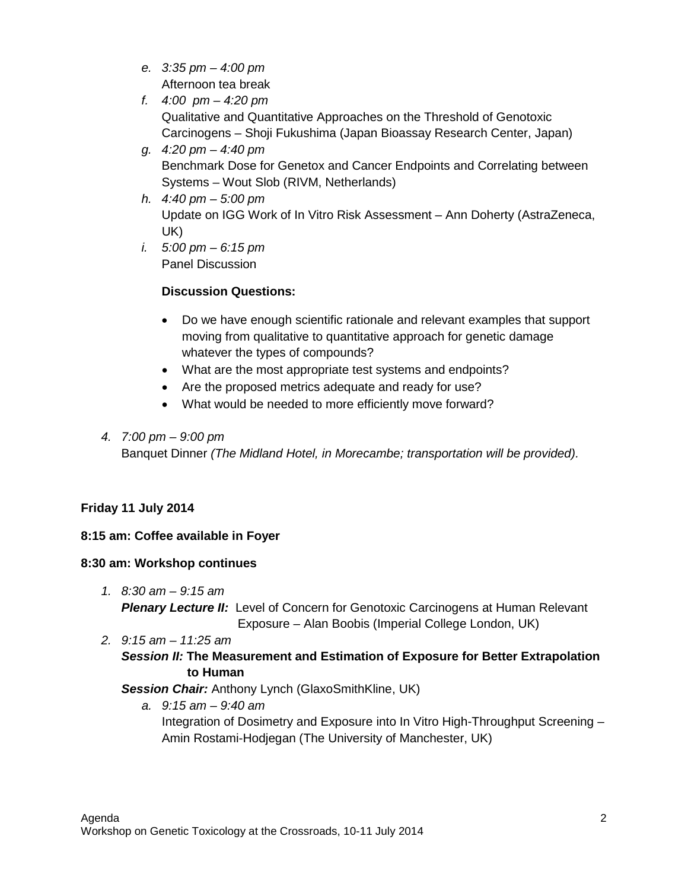e. *3:35 pm – 4:00 pm*
   Afternoon tea break
f. *4:00 pm – 4:20 pm*
   Qualitative and Quantitative Approaches on the Threshold of Genotoxic Carcinogens – Shoji Fukushima (Japan Bioassay Research Center, Japan)
g. *4:20 pm – 4:40 pm*
   Benchmark Dose for Genetox and Cancer Endpoints and Correlating between Systems – Wout Slob (RIVM, Netherlands)
h. *4:40 pm – 5:00 pm*
   Update on IGG Work of In Vitro Risk Assessment – Ann Doherty (AstraZeneca, UK)
i. *5:00 pm – 6:15 pm*
   Panel Discussion

   **Discussion Questions:**

   - Do we have enough scientific rationale and relevant examples that support moving from qualitative to quantitative approach for genetic damage whatever the types of compounds?
   - What are the most appropriate test systems and endpoints?
   - Are the proposed metrics adequate and ready for use?
   - What would be needed to more efficiently move forward?

4. *7:00 pm – 9:00 pm*
   Banquet Dinner *(The Midland Hotel, in Morecambe; transportation will be provided).*

**Friday 11 July 2014**

**8:15 am: Coffee available in Foyer**

**8:30 am: Workshop continues**

1. *8:30 am – 9:15 am*
   ***Plenary Lecture II:*** Level of Concern for Genotoxic Carcinogens at Human Relevant Exposure – Alan Boobis (Imperial College London, UK)
2. *9:15 am – 11:25 am*
   ***Session II:*** **The Measurement and Estimation of Exposure for Better Extrapolation to Human**
   ***Session Chair:*** Anthony Lynch (GlaxoSmithKline, UK)
   a. *9:15 am – 9:40 am*
      Integration of Dosimetry and Exposure into In Vitro High-Throughput Screening – Amin Rostami-Hodjegan (The University of Manchester, UK)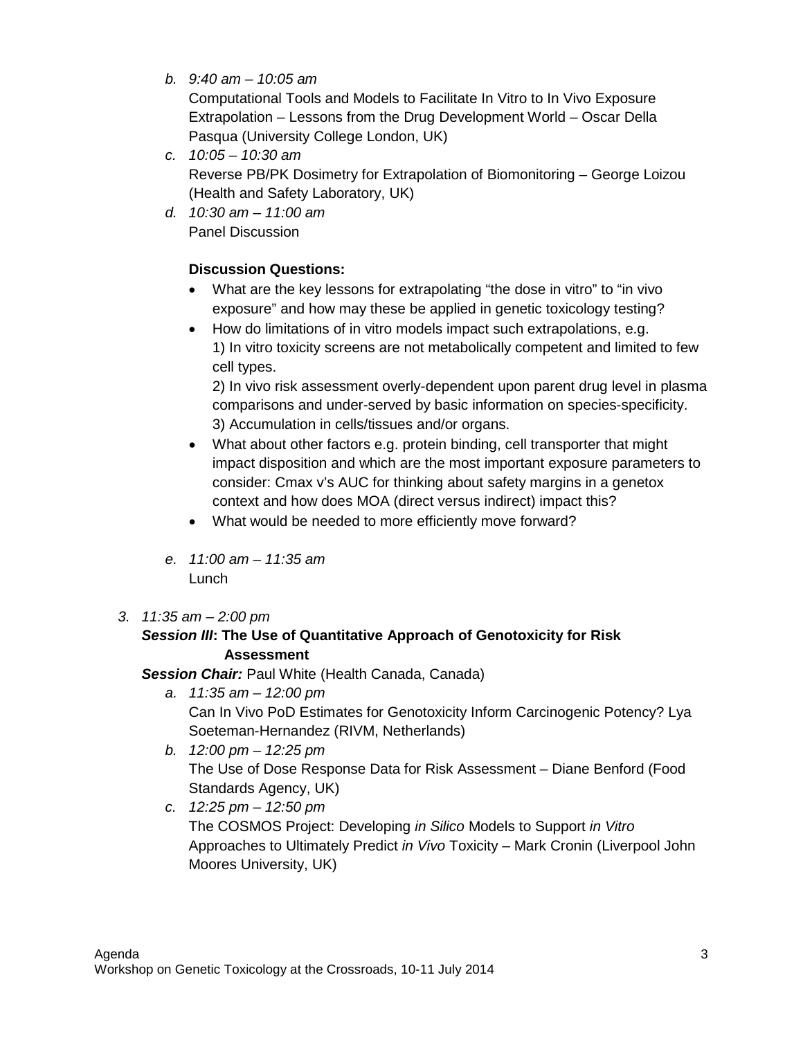b. *9:40 am – 10:05 am*
   Computational Tools and Models to Facilitate In Vitro to In Vivo Exposure Extrapolation – Lessons from the Drug Development World – Oscar Della Pasqua (University College London, UK)
c. *10:05 – 10:30 am*
   Reverse PB/PK Dosimetry for Extrapolation of Biomonitoring – George Loizou (Health and Safety Laboratory, UK)
d. *10:30 am – 11:00 am*
   Panel Discussion

   **Discussion Questions:**

   - What are the key lessons for extrapolating "the dose in vitro" to "in vivo exposure" and how may these be applied in genetic toxicology testing?
   - How do limitations of in vitro models impact such extrapolations, e.g.
     1) In vitro toxicity screens are not metabolically competent and limited to few cell types.
     2) In vivo risk assessment overly-dependent upon parent drug level in plasma comparisons and under-served by basic information on species-specificity.
     3) Accumulation in cells/tissues and/or organs.
   - What about other factors e.g. protein binding, cell transporter that might impact disposition and which are the most important exposure parameters to consider: Cmax v's AUC for thinking about safety margins in a genetox context and how does MOA (direct versus indirect) impact this?
   - What would be needed to more efficiently move forward?

e. *11:00 am – 11:35 am*
   Lunch

3. *11:35 am – 2:00 pm*
   ***Session III*: The Use of Quantitative Approach of Genotoxicity for Risk Assessment**

   ***Session Chair:*** Paul White (Health Canada, Canada)

   a. *11:35 am – 12:00 pm*
      Can In Vivo PoD Estimates for Genotoxicity Inform Carcinogenic Potency? Lya Soeteman-Hernandez (RIVM, Netherlands)
   b. *12:00 pm – 12:25 pm*
      The Use of Dose Response Data for Risk Assessment – Diane Benford (Food Standards Agency, UK)
   c. *12:25 pm – 12:50 pm*
      The COSMOS Project: Developing *in Silico* Models to Support *in Vitro* Approaches to Ultimately Predict *in Vivo* Toxicity – Mark Cronin (Liverpool John Moores University, UK)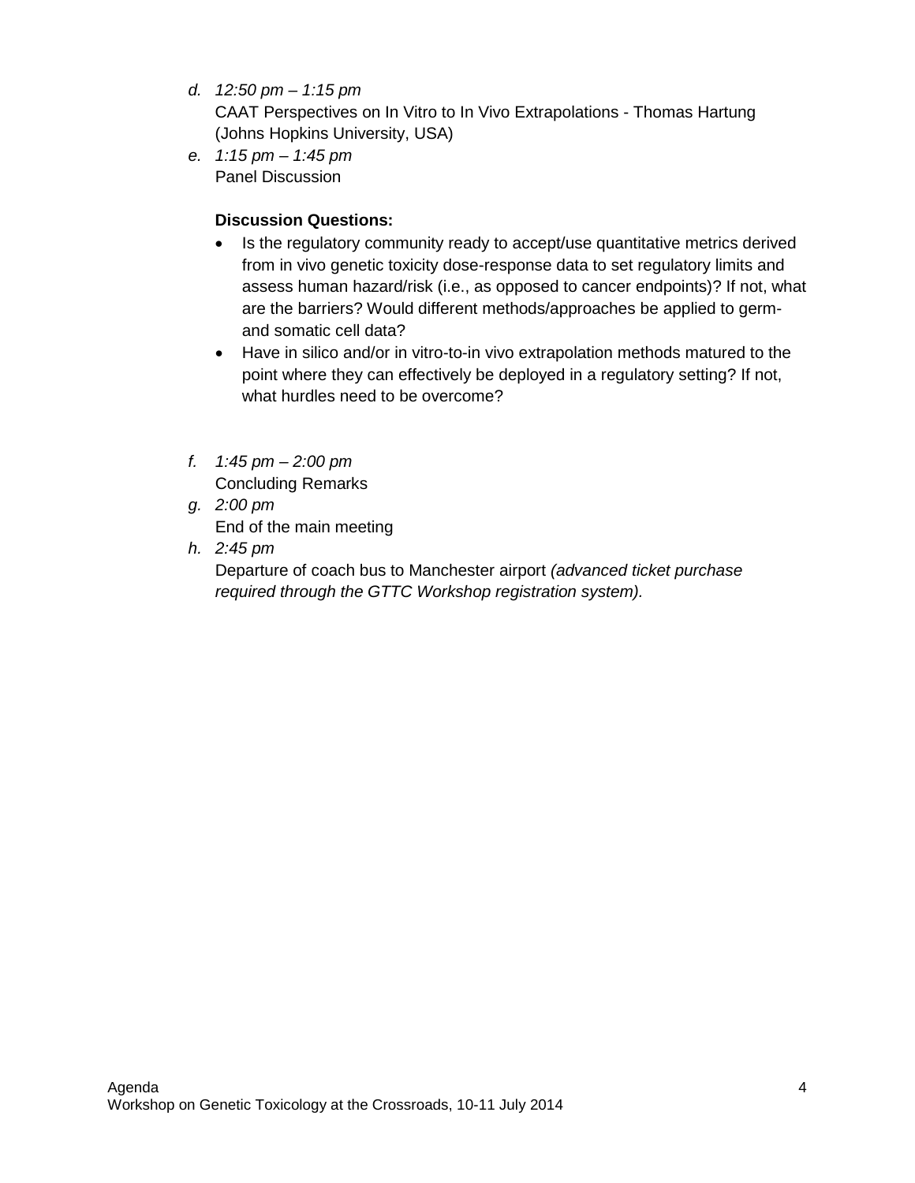d. *12:50 pm – 1:15 pm*
   CAAT Perspectives on In Vitro to In Vivo Extrapolations - Thomas Hartung (Johns Hopkins University, USA)
e. *1:15 pm – 1:45 pm*
   Panel Discussion

   **Discussion Questions:**

   - Is the regulatory community ready to accept/use quantitative metrics derived from in vivo genetic toxicity dose-response data to set regulatory limits and assess human hazard/risk (i.e., as opposed to cancer endpoints)? If not, what are the barriers? Would different methods/approaches be applied to germ- and somatic cell data?
   - Have in silico and/or in vitro-to-in vivo extrapolation methods matured to the point where they can effectively be deployed in a regulatory setting? If not, what hurdles need to be overcome?

f. *1:45 pm – 2:00 pm*
   Concluding Remarks
g. *2:00 pm*
   End of the main meeting
h. *2:45 pm*
   Departure of coach bus to Manchester airport *(advanced ticket purchase required through the GTTC Workshop registration system).*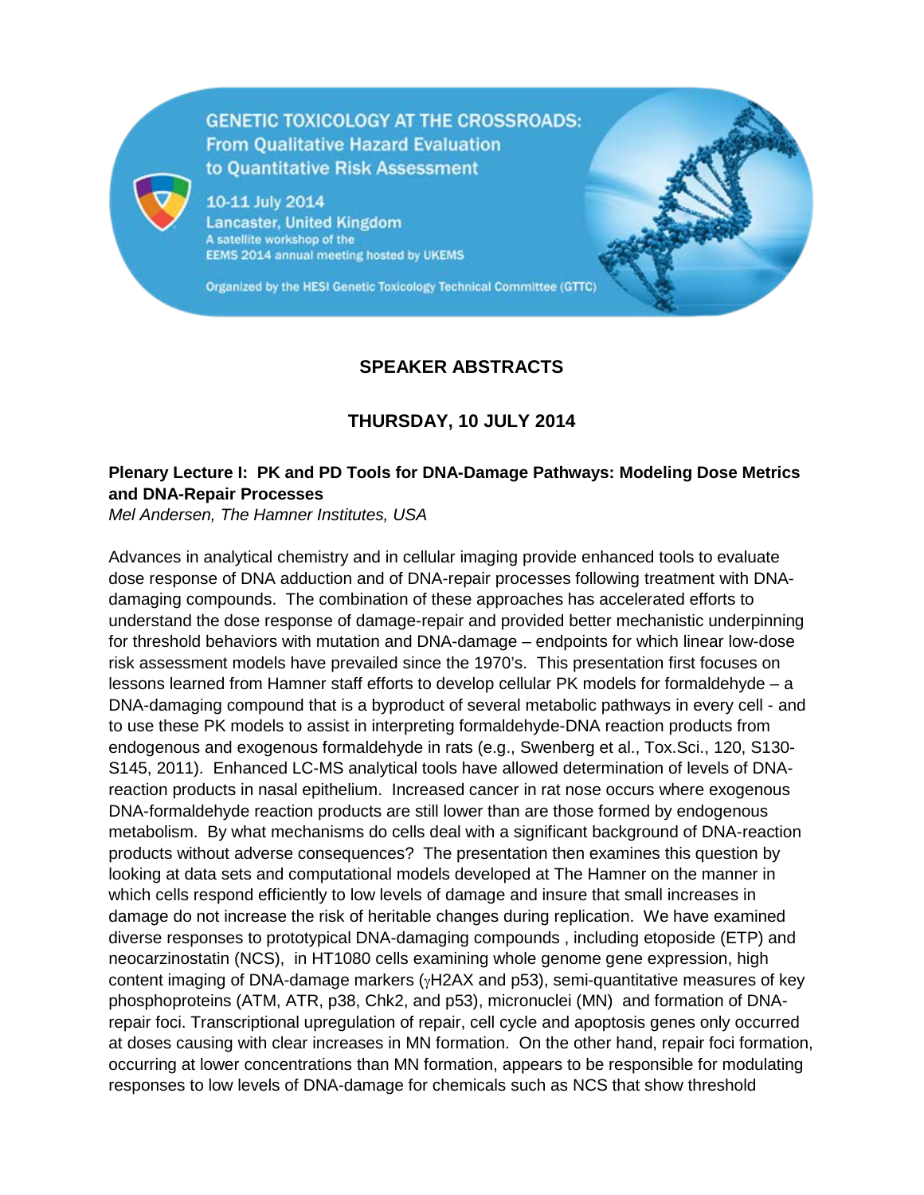GENETIC TOXICOLOGY AT THE CROSSROADS: From Qualitative Hazard Evaluation to Quantitative Risk Assessment

10-11 July 2014
Lancaster, United Kingdom
A satellite workshop of the EEMS 2014 annual meeting hosted by UKEMS

Organized by the HESI Genetic Toxicology Technical Committee (GTTC)

## SPEAKER ABSTRACTS

## THURSDAY, 10 JULY 2014

### Plenary Lecture I: PK and PD Tools for DNA-Damage Pathways: Modeling Dose Metrics and DNA-Repair Processes

*Mel Andersen, The Hamner Institutes, USA*

Advances in analytical chemistry and in cellular imaging provide enhanced tools to evaluate dose response of DNA adduction and of DNA-repair processes following treatment with DNA-damaging compounds. The combination of these approaches has accelerated efforts to understand the dose response of damage-repair and provided better mechanistic underpinning for threshold behaviors with mutation and DNA-damage – endpoints for which linear low-dose risk assessment models have prevailed since the 1970's. This presentation first focuses on lessons learned from Hamner staff efforts to develop cellular PK models for formaldehyde – a DNA-damaging compound that is a byproduct of several metabolic pathways in every cell - and to use these PK models to assist in interpreting formaldehyde-DNA reaction products from endogenous and exogenous formaldehyde in rats (e.g., Swenberg et al., Tox.Sci., 120, S130-S145, 2011). Enhanced LC-MS analytical tools have allowed determination of levels of DNA-reaction products in nasal epithelium. Increased cancer in rat nose occurs where exogenous DNA-formaldehyde reaction products are still lower than are those formed by endogenous metabolism. By what mechanisms do cells deal with a significant background of DNA-reaction products without adverse consequences? The presentation then examines this question by looking at data sets and computational models developed at The Hamner on the manner in which cells respond efficiently to low levels of damage and insure that small increases in damage do not increase the risk of heritable changes during replication. We have examined diverse responses to prototypical DNA-damaging compounds , including etoposide (ETP) and neocarzinostatin (NCS), in HT1080 cells examining whole genome gene expression, high content imaging of DNA-damage markers ($\gamma$H2AX and p53), semi-quantitative measures of key phosphoproteins (ATM, ATR, p38, Chk2, and p53), micronuclei (MN) and formation of DNA-repair foci. Transcriptional upregulation of repair, cell cycle and apoptosis genes only occurred at doses causing with clear increases in MN formation. On the other hand, repair foci formation, occurring at lower concentrations than MN formation, appears to be responsible for modulating responses to low levels of DNA-damage for chemicals such as NCS that show threshold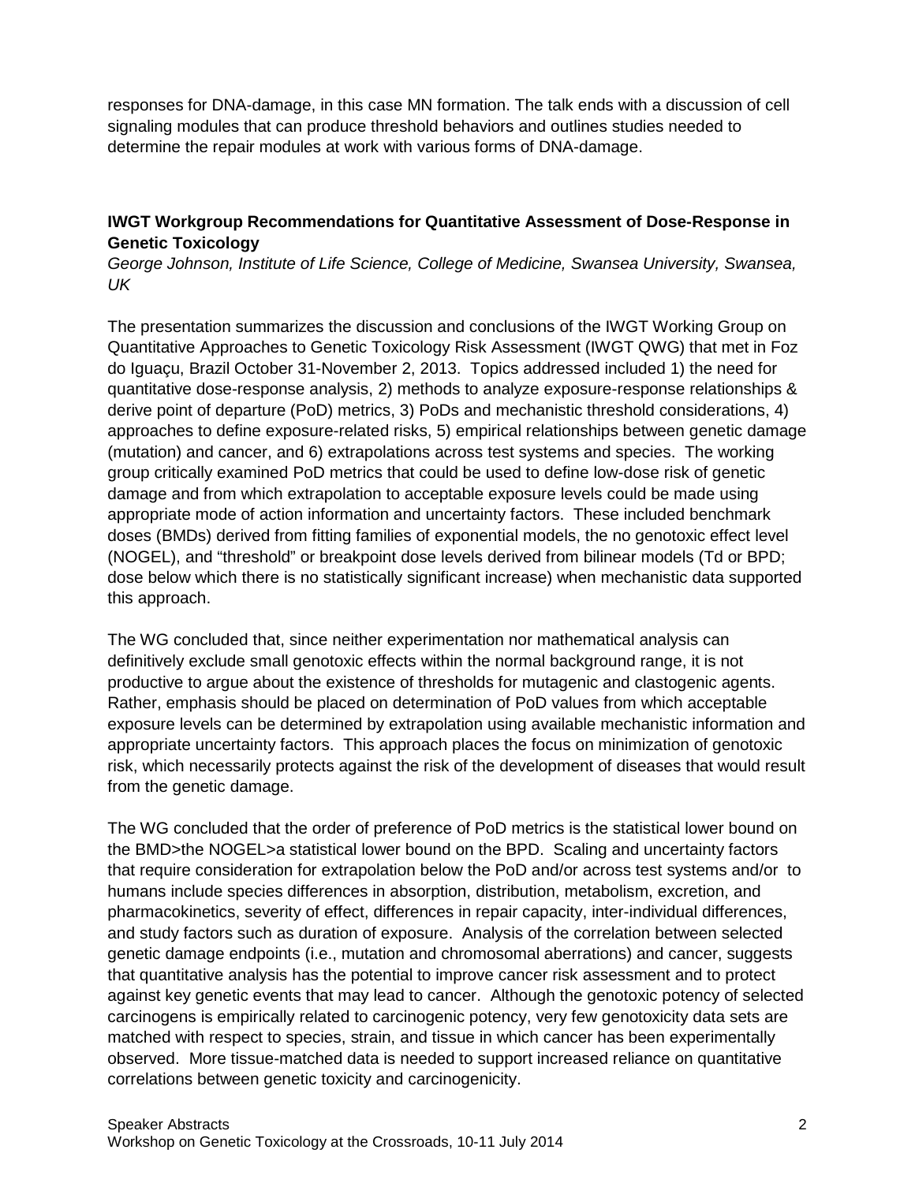responses for DNA-damage, in this case MN formation. The talk ends with a discussion of cell signaling modules that can produce threshold behaviors and outlines studies needed to determine the repair modules at work with various forms of DNA-damage.

### IWGT Workgroup Recommendations for Quantitative Assessment of Dose-Response in Genetic Toxicology

*George Johnson, Institute of Life Science, College of Medicine, Swansea University, Swansea, UK*

The presentation summarizes the discussion and conclusions of the IWGT Working Group on Quantitative Approaches to Genetic Toxicology Risk Assessment (IWGT QWG) that met in Foz do Iguaçu, Brazil October 31-November 2, 2013. Topics addressed included 1) the need for quantitative dose-response analysis, 2) methods to analyze exposure-response relationships & derive point of departure (PoD) metrics, 3) PoDs and mechanistic threshold considerations, 4) approaches to define exposure-related risks, 5) empirical relationships between genetic damage (mutation) and cancer, and 6) extrapolations across test systems and species. The working group critically examined PoD metrics that could be used to define low-dose risk of genetic damage and from which extrapolation to acceptable exposure levels could be made using appropriate mode of action information and uncertainty factors. These included benchmark doses (BMDs) derived from fitting families of exponential models, the no genotoxic effect level (NOGEL), and "threshold" or breakpoint dose levels derived from bilinear models (Td or BPD; dose below which there is no statistically significant increase) when mechanistic data supported this approach.

The WG concluded that, since neither experimentation nor mathematical analysis can definitively exclude small genotoxic effects within the normal background range, it is not productive to argue about the existence of thresholds for mutagenic and clastogenic agents. Rather, emphasis should be placed on determination of PoD values from which acceptable exposure levels can be determined by extrapolation using available mechanistic information and appropriate uncertainty factors. This approach places the focus on minimization of genotoxic risk, which necessarily protects against the risk of the development of diseases that would result from the genetic damage.

The WG concluded that the order of preference of PoD metrics is the statistical lower bound on the BMD>the NOGEL>a statistical lower bound on the BPD. Scaling and uncertainty factors that require consideration for extrapolation below the PoD and/or across test systems and/or to humans include species differences in absorption, distribution, metabolism, excretion, and pharmacokinetics, severity of effect, differences in repair capacity, inter-individual differences, and study factors such as duration of exposure. Analysis of the correlation between selected genetic damage endpoints (i.e., mutation and chromosomal aberrations) and cancer, suggests that quantitative analysis has the potential to improve cancer risk assessment and to protect against key genetic events that may lead to cancer. Although the genotoxic potency of selected carcinogens is empirically related to carcinogenic potency, very few genotoxicity data sets are matched with respect to species, strain, and tissue in which cancer has been experimentally observed. More tissue-matched data is needed to support increased reliance on quantitative correlations between genetic toxicity and carcinogenicity.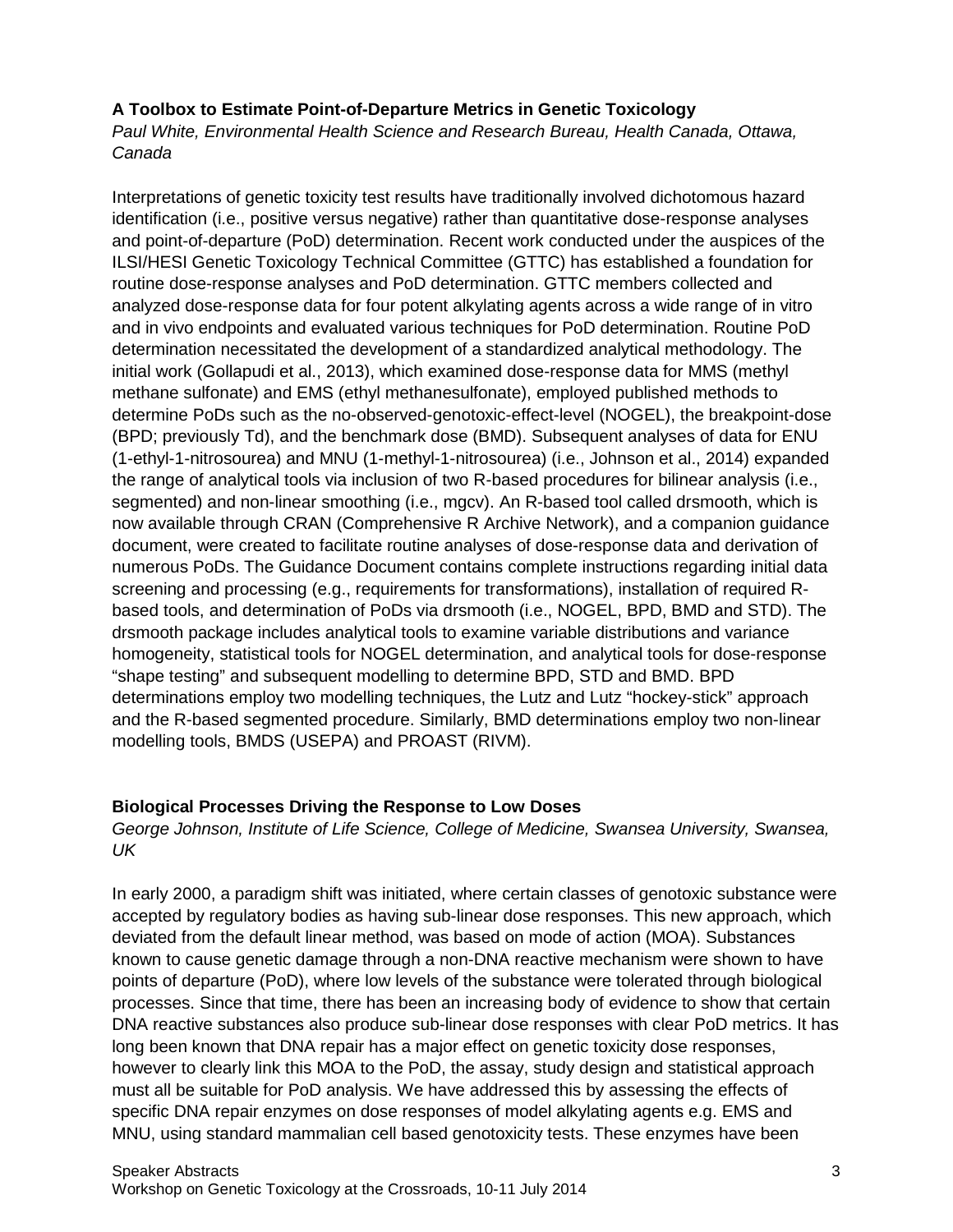### A Toolbox to Estimate Point-of-Departure Metrics in Genetic Toxicology

*Paul White, Environmental Health Science and Research Bureau, Health Canada, Ottawa, Canada*

Interpretations of genetic toxicity test results have traditionally involved dichotomous hazard identification (i.e., positive versus negative) rather than quantitative dose-response analyses and point-of-departure (PoD) determination. Recent work conducted under the auspices of the ILSI/HESI Genetic Toxicology Technical Committee (GTTC) has established a foundation for routine dose-response analyses and PoD determination. GTTC members collected and analyzed dose-response data for four potent alkylating agents across a wide range of in vitro and in vivo endpoints and evaluated various techniques for PoD determination. Routine PoD determination necessitated the development of a standardized analytical methodology. The initial work (Gollapudi et al., 2013), which examined dose-response data for MMS (methyl methane sulfonate) and EMS (ethyl methanesulfonate), employed published methods to determine PoDs such as the no-observed-genotoxic-effect-level (NOGEL), the breakpoint-dose (BPD; previously Td), and the benchmark dose (BMD). Subsequent analyses of data for ENU (1-ethyl-1-nitrosourea) and MNU (1-methyl-1-nitrosourea) (i.e., Johnson et al., 2014) expanded the range of analytical tools via inclusion of two R-based procedures for bilinear analysis (i.e., segmented) and non-linear smoothing (i.e., mgcv). An R-based tool called drsmooth, which is now available through CRAN (Comprehensive R Archive Network), and a companion guidance document, were created to facilitate routine analyses of dose-response data and derivation of numerous PoDs. The Guidance Document contains complete instructions regarding initial data screening and processing (e.g., requirements for transformations), installation of required R-based tools, and determination of PoDs via drsmooth (i.e., NOGEL, BPD, BMD and STD). The drsmooth package includes analytical tools to examine variable distributions and variance homogeneity, statistical tools for NOGEL determination, and analytical tools for dose-response "shape testing" and subsequent modelling to determine BPD, STD and BMD. BPD determinations employ two modelling techniques, the Lutz and Lutz "hockey-stick" approach and the R-based segmented procedure. Similarly, BMD determinations employ two non-linear modelling tools, BMDS (USEPA) and PROAST (RIVM).

### Biological Processes Driving the Response to Low Doses

*George Johnson, Institute of Life Science, College of Medicine, Swansea University, Swansea, UK*

In early 2000, a paradigm shift was initiated, where certain classes of genotoxic substance were accepted by regulatory bodies as having sub-linear dose responses. This new approach, which deviated from the default linear method, was based on mode of action (MOA). Substances known to cause genetic damage through a non-DNA reactive mechanism were shown to have points of departure (PoD), where low levels of the substance were tolerated through biological processes. Since that time, there has been an increasing body of evidence to show that certain DNA reactive substances also produce sub-linear dose responses with clear PoD metrics. It has long been known that DNA repair has a major effect on genetic toxicity dose responses, however to clearly link this MOA to the PoD, the assay, study design and statistical approach must all be suitable for PoD analysis. We have addressed this by assessing the effects of specific DNA repair enzymes on dose responses of model alkylating agents e.g. EMS and MNU, using standard mammalian cell based genotoxicity tests. These enzymes have been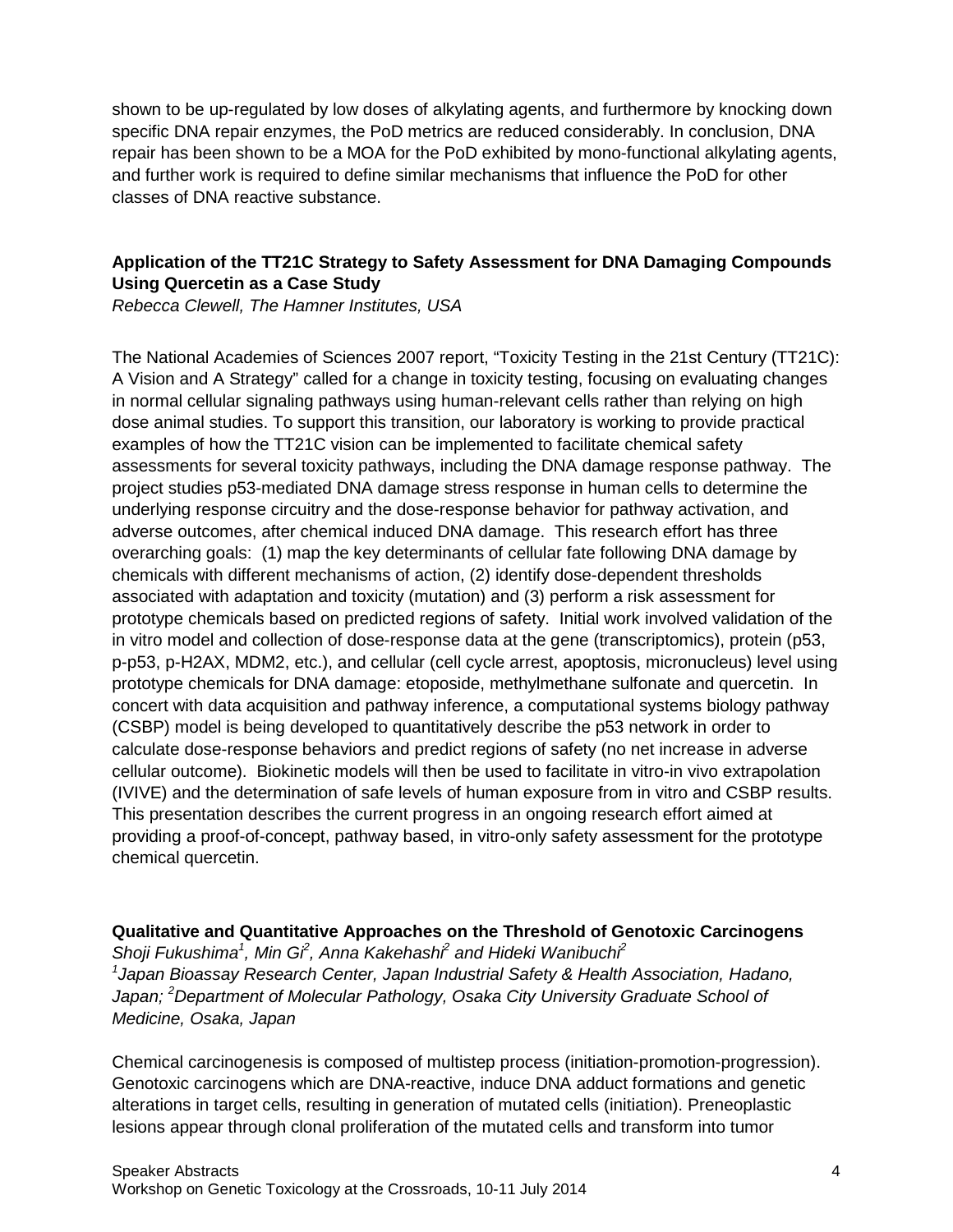shown to be up-regulated by low doses of alkylating agents, and furthermore by knocking down specific DNA repair enzymes, the PoD metrics are reduced considerably. In conclusion, DNA repair has been shown to be a MOA for the PoD exhibited by mono-functional alkylating agents, and further work is required to define similar mechanisms that influence the PoD for other classes of DNA reactive substance.

**Application of the TT21C Strategy to Safety Assessment for DNA Damaging Compounds Using Quercetin as a Case Study**
*Rebecca Clewell, The Hamner Institutes, USA*

The National Academies of Sciences 2007 report, "Toxicity Testing in the 21st Century (TT21C): A Vision and A Strategy" called for a change in toxicity testing, focusing on evaluating changes in normal cellular signaling pathways using human-relevant cells rather than relying on high dose animal studies. To support this transition, our laboratory is working to provide practical examples of how the TT21C vision can be implemented to facilitate chemical safety assessments for several toxicity pathways, including the DNA damage response pathway. The project studies p53-mediated DNA damage stress response in human cells to determine the underlying response circuitry and the dose-response behavior for pathway activation, and adverse outcomes, after chemical induced DNA damage. This research effort has three overarching goals: (1) map the key determinants of cellular fate following DNA damage by chemicals with different mechanisms of action, (2) identify dose-dependent thresholds associated with adaptation and toxicity (mutation) and (3) perform a risk assessment for prototype chemicals based on predicted regions of safety. Initial work involved validation of the in vitro model and collection of dose-response data at the gene (transcriptomics), protein (p53, p-p53, p-H2AX, MDM2, etc.), and cellular (cell cycle arrest, apoptosis, micronucleus) level using prototype chemicals for DNA damage: etoposide, methylmethane sulfonate and quercetin. In concert with data acquisition and pathway inference, a computational systems biology pathway (CSBP) model is being developed to quantitatively describe the p53 network in order to calculate dose-response behaviors and predict regions of safety (no net increase in adverse cellular outcome). Biokinetic models will then be used to facilitate in vitro-in vivo extrapolation (IVIVE) and the determination of safe levels of human exposure from in vitro and CSBP results. This presentation describes the current progress in an ongoing research effort aimed at providing a proof-of-concept, pathway based, in vitro-only safety assessment for the prototype chemical quercetin.

**Qualitative and Quantitative Approaches on the Threshold of Genotoxic Carcinogens**
*Shoji Fukushima[1], Min Gi[2], Anna Kakehashi[2] and Hideki Wanibuchi[2]*
*[1]Japan Bioassay Research Center, Japan Industrial Safety & Health Association, Hadano, Japan; [2]Department of Molecular Pathology, Osaka City University Graduate School of Medicine, Osaka, Japan*

Chemical carcinogenesis is composed of multistep process (initiation-promotion-progression). Genotoxic carcinogens which are DNA-reactive, induce DNA adduct formations and genetic alterations in target cells, resulting in generation of mutated cells (initiation). Preneoplastic lesions appear through clonal proliferation of the mutated cells and transform into tumor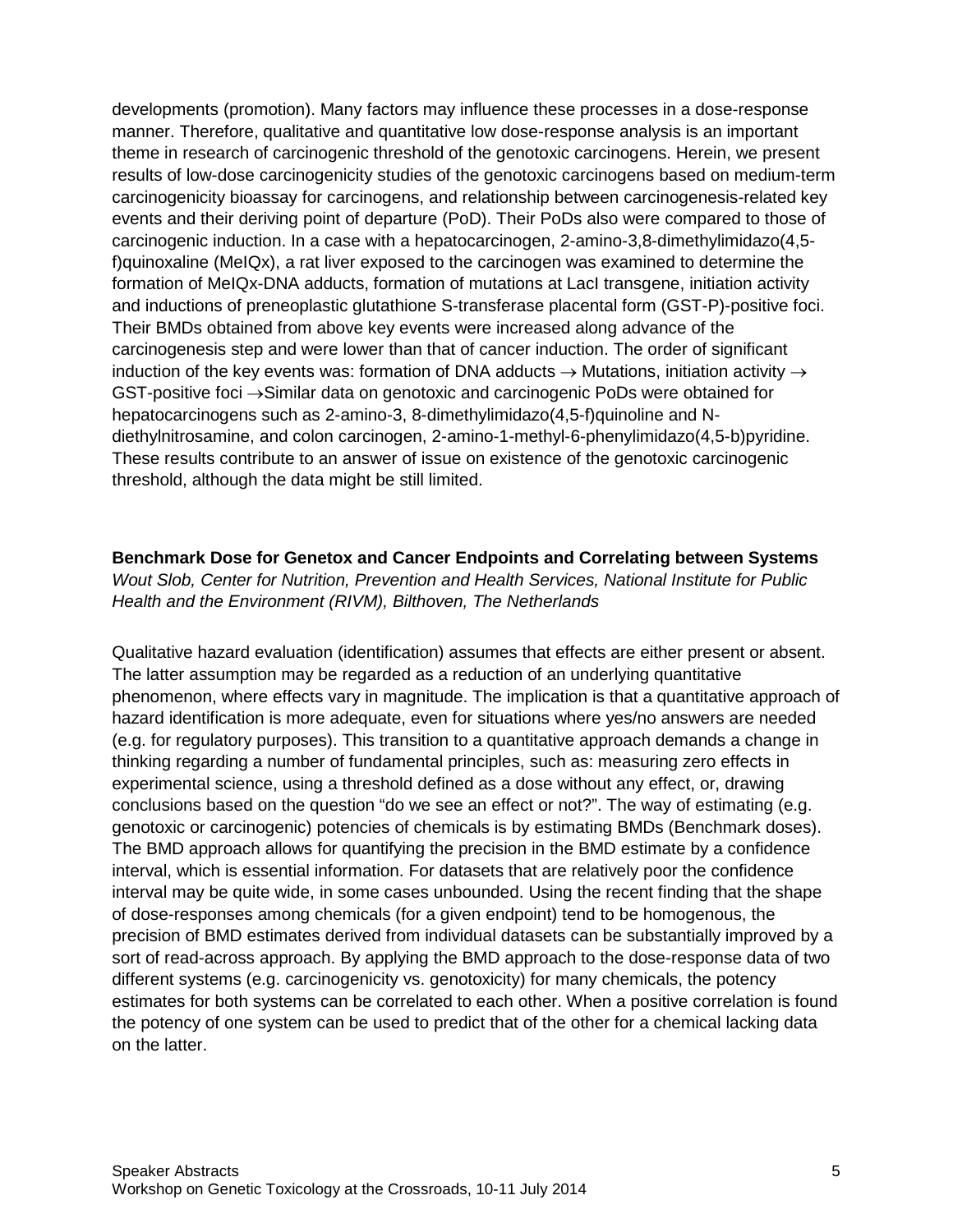developments (promotion). Many factors may influence these processes in a dose-response manner. Therefore, qualitative and quantitative low dose-response analysis is an important theme in research of carcinogenic threshold of the genotoxic carcinogens. Herein, we present results of low-dose carcinogenicity studies of the genotoxic carcinogens based on medium-term carcinogenicity bioassay for carcinogens, and relationship between carcinogenesis-related key events and their deriving point of departure (PoD). Their PoDs also were compared to those of carcinogenic induction. In a case with a hepatocarcinogen, 2-amino-3,8-dimethylimidazo(4,5-f)quinoxaline (MeIQx), a rat liver exposed to the carcinogen was examined to determine the formation of MeIQx-DNA adducts, formation of mutations at LacI transgene, initiation activity and inductions of preneoplastic glutathione S-transferase placental form (GST-P)-positive foci. Their BMDs obtained from above key events were increased along advance of the carcinogenesis step and were lower than that of cancer induction. The order of significant induction of the key events was: formation of DNA adducts → Mutations, initiation activity → GST-positive foci →Similar data on genotoxic and carcinogenic PoDs were obtained for hepatocarcinogens such as 2-amino-3, 8-dimethylimidazo(4,5-f)quinoline and N-diethylnitrosamine, and colon carcinogen, 2-amino-1-methyl-6-phenylimidazo(4,5-b)pyridine. These results contribute to an answer of issue on existence of the genotoxic carcinogenic threshold, although the data might be still limited.

**Benchmark Dose for Genetox and Cancer Endpoints and Correlating between Systems**
*Wout Slob, Center for Nutrition, Prevention and Health Services, National Institute for Public Health and the Environment (RIVM), Bilthoven, The Netherlands*

Qualitative hazard evaluation (identification) assumes that effects are either present or absent. The latter assumption may be regarded as a reduction of an underlying quantitative phenomenon, where effects vary in magnitude. The implication is that a quantitative approach of hazard identification is more adequate, even for situations where yes/no answers are needed (e.g. for regulatory purposes). This transition to a quantitative approach demands a change in thinking regarding a number of fundamental principles, such as: measuring zero effects in experimental science, using a threshold defined as a dose without any effect, or, drawing conclusions based on the question "do we see an effect or not?". The way of estimating (e.g. genotoxic or carcinogenic) potencies of chemicals is by estimating BMDs (Benchmark doses). The BMD approach allows for quantifying the precision in the BMD estimate by a confidence interval, which is essential information. For datasets that are relatively poor the confidence interval may be quite wide, in some cases unbounded. Using the recent finding that the shape of dose-responses among chemicals (for a given endpoint) tend to be homogenous, the precision of BMD estimates derived from individual datasets can be substantially improved by a sort of read-across approach. By applying the BMD approach to the dose-response data of two different systems (e.g. carcinogenicity vs. genotoxicity) for many chemicals, the potency estimates for both systems can be correlated to each other. When a positive correlation is found the potency of one system can be used to predict that of the other for a chemical lacking data on the latter.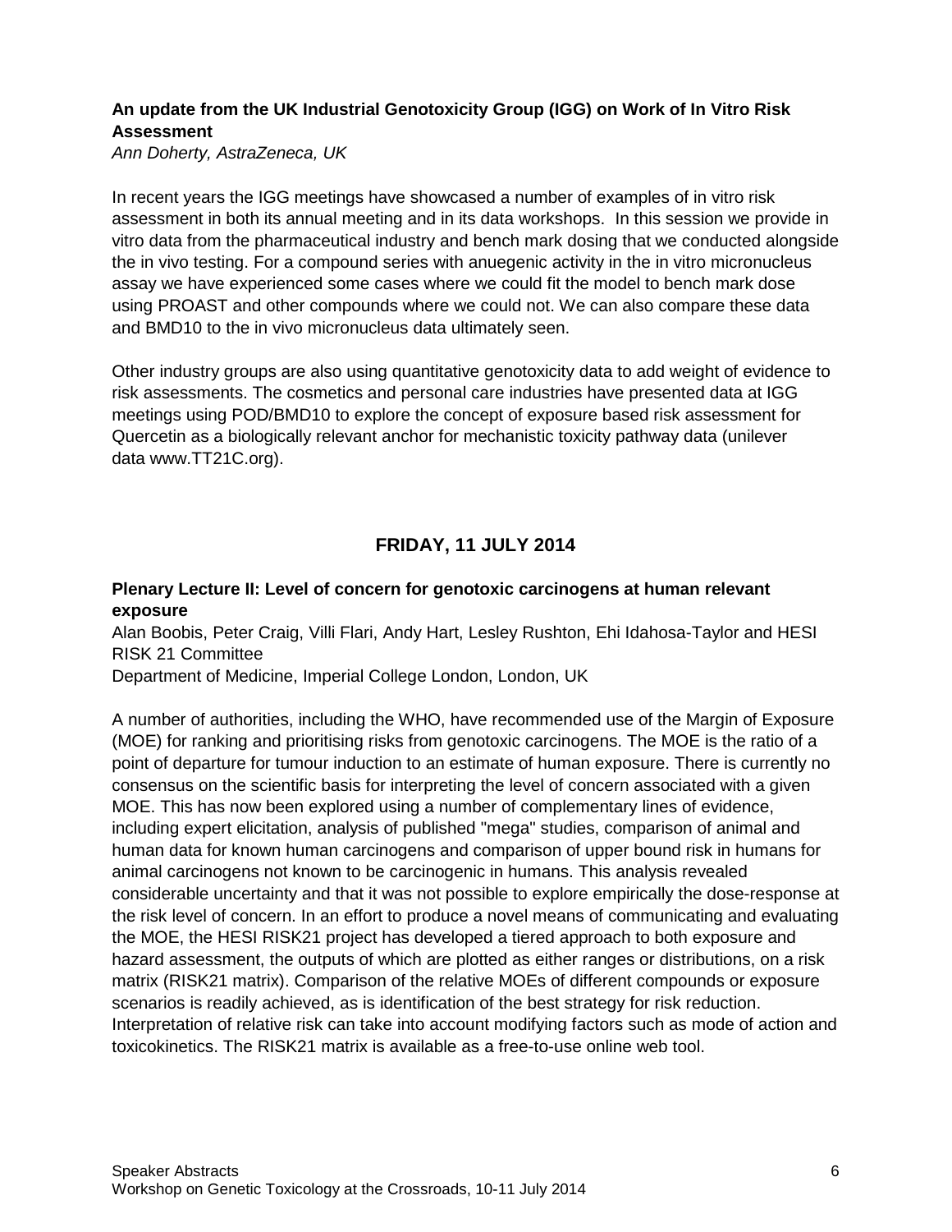### An update from the UK Industrial Genotoxicity Group (IGG) on Work of In Vitro Risk Assessment

*Ann Doherty, AstraZeneca, UK*

In recent years the IGG meetings have showcased a number of examples of in vitro risk assessment in both its annual meeting and in its data workshops. In this session we provide in vitro data from the pharmaceutical industry and bench mark dosing that we conducted alongside the in vivo testing. For a compound series with anuegenic activity in the in vitro micronucleus assay we have experienced some cases where we could fit the model to bench mark dose using PROAST and other compounds where we could not. We can also compare these data and BMD10 to the in vivo micronucleus data ultimately seen.

Other industry groups are also using quantitative genotoxicity data to add weight of evidence to risk assessments. The cosmetics and personal care industries have presented data at IGG meetings using POD/BMD10 to explore the concept of exposure based risk assessment for Quercetin as a biologically relevant anchor for mechanistic toxicity pathway data (unilever data www.TT21C.org).

## FRIDAY, 11 JULY 2014

### Plenary Lecture II: Level of concern for genotoxic carcinogens at human relevant exposure

Alan Boobis, Peter Craig, Villi Flari, Andy Hart, Lesley Rushton, Ehi Idahosa-Taylor and HESI RISK 21 Committee

Department of Medicine, Imperial College London, London, UK

A number of authorities, including the WHO, have recommended use of the Margin of Exposure (MOE) for ranking and prioritising risks from genotoxic carcinogens. The MOE is the ratio of a point of departure for tumour induction to an estimate of human exposure. There is currently no consensus on the scientific basis for interpreting the level of concern associated with a given MOE. This has now been explored using a number of complementary lines of evidence, including expert elicitation, analysis of published "mega" studies, comparison of animal and human data for known human carcinogens and comparison of upper bound risk in humans for animal carcinogens not known to be carcinogenic in humans. This analysis revealed considerable uncertainty and that it was not possible to explore empirically the dose-response at the risk level of concern. In an effort to produce a novel means of communicating and evaluating the MOE, the HESI RISK21 project has developed a tiered approach to both exposure and hazard assessment, the outputs of which are plotted as either ranges or distributions, on a risk matrix (RISK21 matrix). Comparison of the relative MOEs of different compounds or exposure scenarios is readily achieved, as is identification of the best strategy for risk reduction. Interpretation of relative risk can take into account modifying factors such as mode of action and toxicokinetics. The RISK21 matrix is available as a free-to-use online web tool.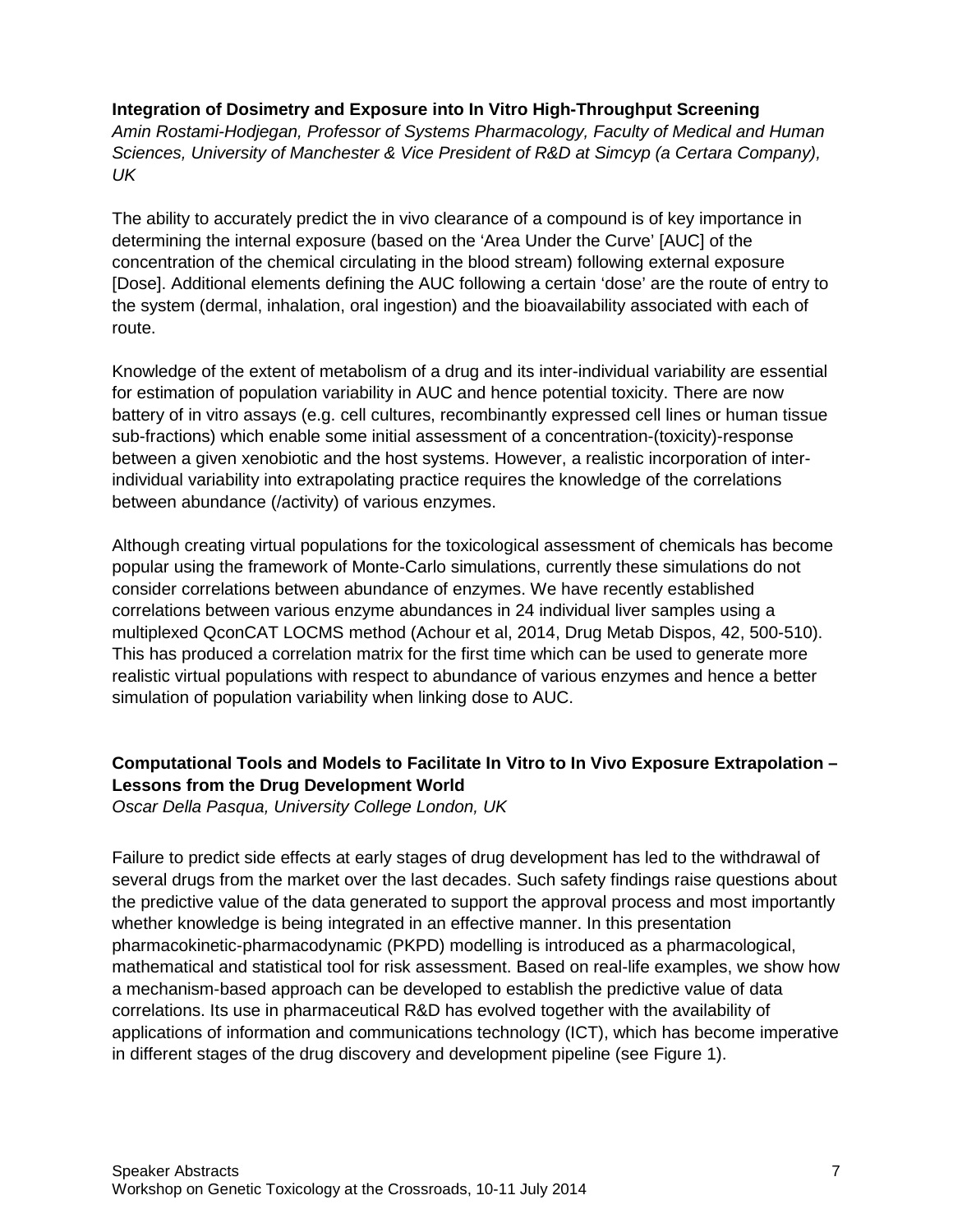**Integration of Dosimetry and Exposure into In Vitro High-Throughput Screening**

*Amin Rostami-Hodjegan, Professor of Systems Pharmacology, Faculty of Medical and Human Sciences, University of Manchester & Vice President of R&D at Simcyp (a Certara Company), UK*

The ability to accurately predict the in vivo clearance of a compound is of key importance in determining the internal exposure (based on the 'Area Under the Curve' [AUC] of the concentration of the chemical circulating in the blood stream) following external exposure [Dose]. Additional elements defining the AUC following a certain 'dose' are the route of entry to the system (dermal, inhalation, oral ingestion) and the bioavailability associated with each of route.

Knowledge of the extent of metabolism of a drug and its inter-individual variability are essential for estimation of population variability in AUC and hence potential toxicity. There are now battery of in vitro assays (e.g. cell cultures, recombinantly expressed cell lines or human tissue sub-fractions) which enable some initial assessment of a concentration-(toxicity)-response between a given xenobiotic and the host systems. However, a realistic incorporation of inter-individual variability into extrapolating practice requires the knowledge of the correlations between abundance (/activity) of various enzymes.

Although creating virtual populations for the toxicological assessment of chemicals has become popular using the framework of Monte-Carlo simulations, currently these simulations do not consider correlations between abundance of enzymes. We have recently established correlations between various enzyme abundances in 24 individual liver samples using a multiplexed QconCAT LOCMS method (Achour et al, 2014, Drug Metab Dispos, 42, 500-510). This has produced a correlation matrix for the first time which can be used to generate more realistic virtual populations with respect to abundance of various enzymes and hence a better simulation of population variability when linking dose to AUC.

**Computational Tools and Models to Facilitate In Vitro to In Vivo Exposure Extrapolation – Lessons from the Drug Development World**

*Oscar Della Pasqua, University College London, UK*

Failure to predict side effects at early stages of drug development has led to the withdrawal of several drugs from the market over the last decades. Such safety findings raise questions about the predictive value of the data generated to support the approval process and most importantly whether knowledge is being integrated in an effective manner. In this presentation pharmacokinetic-pharmacodynamic (PKPD) modelling is introduced as a pharmacological, mathematical and statistical tool for risk assessment. Based on real-life examples, we show how a mechanism-based approach can be developed to establish the predictive value of data correlations. Its use in pharmaceutical R&D has evolved together with the availability of applications of information and communications technology (ICT), which has become imperative in different stages of the drug discovery and development pipeline (see Figure 1).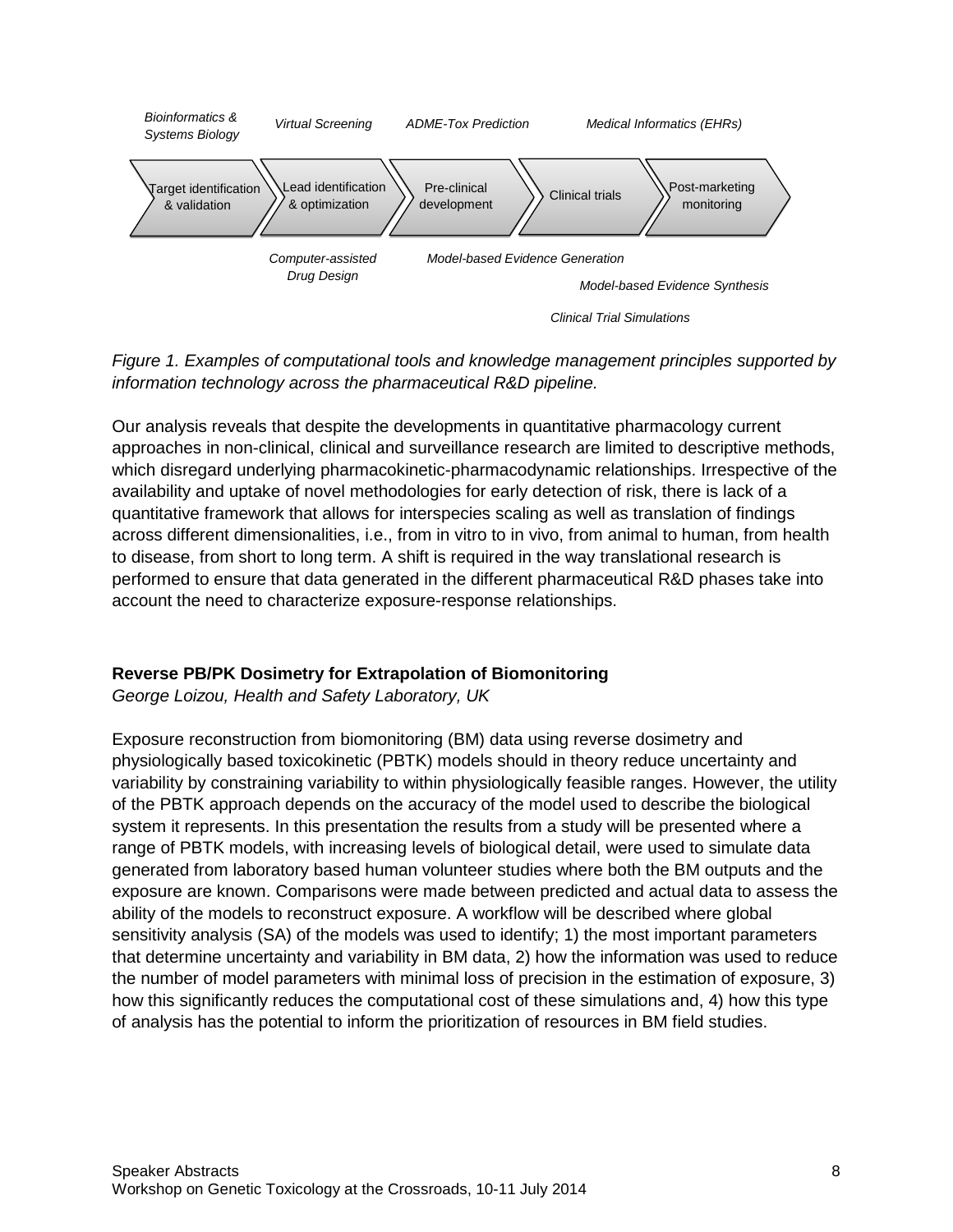Bioinformatics & Systems Biology | Virtual Screening | ADME-Tox Prediction | Medical Informatics (EHRs)

Target identification & validation → Lead identification & optimization → Pre-clinical development → Clinical trials → Post-marketing monitoring

Computer-assisted Drug Design | Model-based Evidence Generation | Model-based Evidence Synthesis | Clinical Trial Simulations

*Figure 1. Examples of computational tools and knowledge management principles supported by information technology across the pharmaceutical R&D pipeline.*

Our analysis reveals that despite the developments in quantitative pharmacology current approaches in non-clinical, clinical and surveillance research are limited to descriptive methods, which disregard underlying pharmacokinetic-pharmacodynamic relationships. Irrespective of the availability and uptake of novel methodologies for early detection of risk, there is lack of a quantitative framework that allows for interspecies scaling as well as translation of findings across different dimensionalities, i.e., from in vitro to in vivo, from animal to human, from health to disease, from short to long term. A shift is required in the way translational research is performed to ensure that data generated in the different pharmaceutical R&D phases take into account the need to characterize exposure-response relationships.

**Reverse PB/PK Dosimetry for Extrapolation of Biomonitoring**
*George Loizou, Health and Safety Laboratory, UK*

Exposure reconstruction from biomonitoring (BM) data using reverse dosimetry and physiologically based toxicokinetic (PBTK) models should in theory reduce uncertainty and variability by constraining variability to within physiologically feasible ranges. However, the utility of the PBTK approach depends on the accuracy of the model used to describe the biological system it represents. In this presentation the results from a study will be presented where a range of PBTK models, with increasing levels of biological detail, were used to simulate data generated from laboratory based human volunteer studies where both the BM outputs and the exposure are known. Comparisons were made between predicted and actual data to assess the ability of the models to reconstruct exposure. A workflow will be described where global sensitivity analysis (SA) of the models was used to identify; 1) the most important parameters that determine uncertainty and variability in BM data, 2) how the information was used to reduce the number of model parameters with minimal loss of precision in the estimation of exposure, 3) how this significantly reduces the computational cost of these simulations and, 4) how this type of analysis has the potential to inform the prioritization of resources in BM field studies.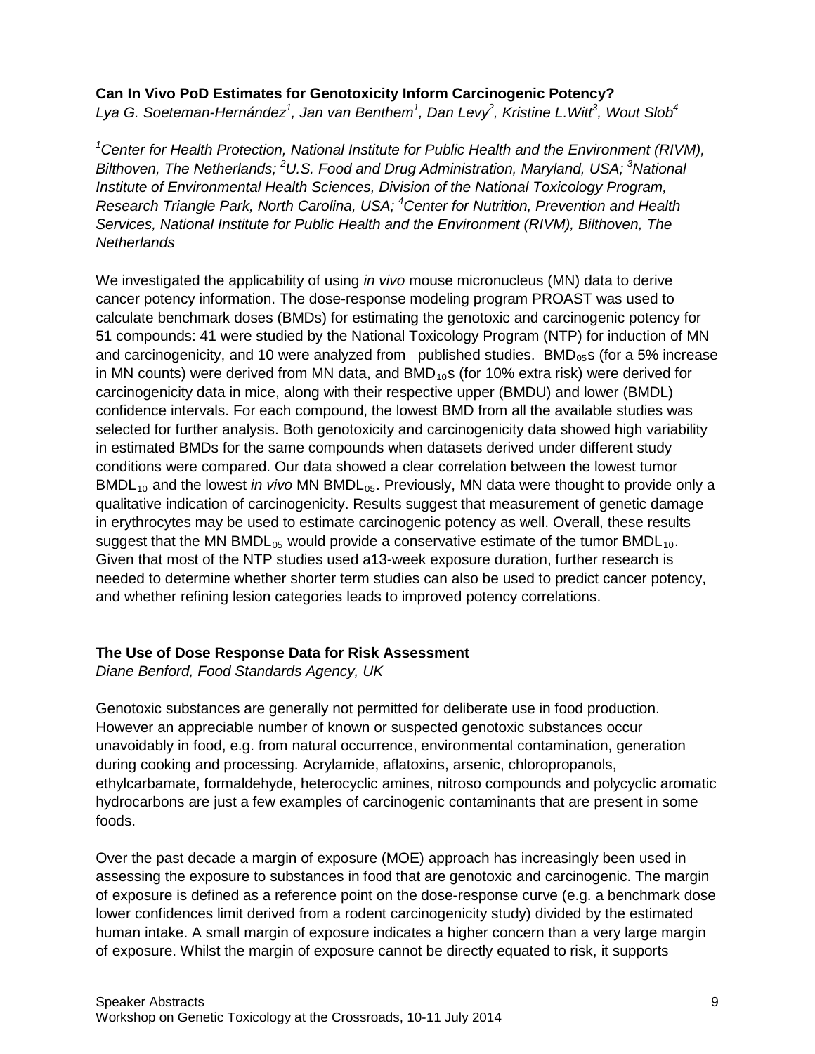### Can In Vivo PoD Estimates for Genotoxicity Inform Carcinogenic Potency?

*Lya G. Soeteman-Hernández[1], Jan van Benthem[1], Dan Levy[2], Kristine L.Witt[3], Wout Slob[4]*

*[1]Center for Health Protection, National Institute for Public Health and the Environment (RIVM), Bilthoven, The Netherlands; [2]U.S. Food and Drug Administration, Maryland, USA; [3]National Institute of Environmental Health Sciences, Division of the National Toxicology Program, Research Triangle Park, North Carolina, USA; [4]Center for Nutrition, Prevention and Health Services, National Institute for Public Health and the Environment (RIVM), Bilthoven, The Netherlands*

We investigated the applicability of using *in vivo* mouse micronucleus (MN) data to derive cancer potency information. The dose-response modeling program PROAST was used to calculate benchmark doses (BMDs) for estimating the genotoxic and carcinogenic potency for 51 compounds: 41 were studied by the National Toxicology Program (NTP) for induction of MN and carcinogenicity, and 10 were analyzed from published studies. $BMD_{05}$s (for a 5% increase in MN counts) were derived from MN data, and $BMD_{10}$s (for 10% extra risk) were derived for carcinogenicity data in mice, along with their respective upper (BMDU) and lower (BMDL) confidence intervals. For each compound, the lowest BMD from all the available studies was selected for further analysis. Both genotoxicity and carcinogenicity data showed high variability in estimated BMDs for the same compounds when datasets derived under different study conditions were compared. Our data showed a clear correlation between the lowest tumor $BMDL_{10}$ and the lowest *in vivo* MN $BMDL_{05}$. Previously, MN data were thought to provide only a qualitative indication of carcinogenicity. Results suggest that measurement of genetic damage in erythrocytes may be used to estimate carcinogenic potency as well. Overall, these results suggest that the MN $BMDL_{05}$ would provide a conservative estimate of the tumor $BMDL_{10}$. Given that most of the NTP studies used a13-week exposure duration, further research is needed to determine whether shorter term studies can also be used to predict cancer potency, and whether refining lesion categories leads to improved potency correlations.

### The Use of Dose Response Data for Risk Assessment

*Diane Benford, Food Standards Agency, UK*

Genotoxic substances are generally not permitted for deliberate use in food production. However an appreciable number of known or suspected genotoxic substances occur unavoidably in food, e.g. from natural occurrence, environmental contamination, generation during cooking and processing. Acrylamide, aflatoxins, arsenic, chloropropanols, ethylcarbamate, formaldehyde, heterocyclic amines, nitroso compounds and polycyclic aromatic hydrocarbons are just a few examples of carcinogenic contaminants that are present in some foods.

Over the past decade a margin of exposure (MOE) approach has increasingly been used in assessing the exposure to substances in food that are genotoxic and carcinogenic. The margin of exposure is defined as a reference point on the dose-response curve (e.g. a benchmark dose lower confidences limit derived from a rodent carcinogenicity study) divided by the estimated human intake. A small margin of exposure indicates a higher concern than a very large margin of exposure. Whilst the margin of exposure cannot be directly equated to risk, it supports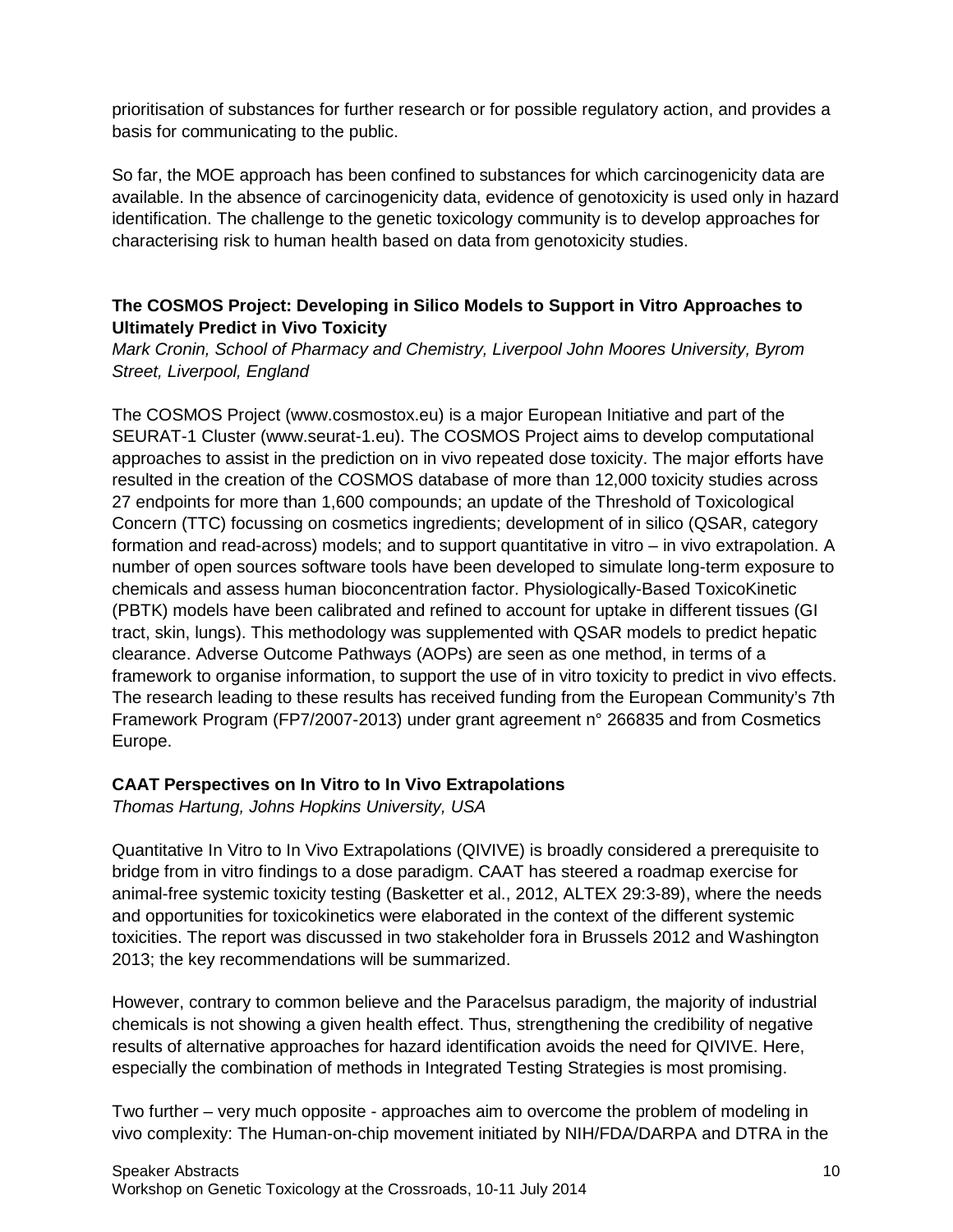prioritisation of substances for further research or for possible regulatory action, and provides a basis for communicating to the public.

So far, the MOE approach has been confined to substances for which carcinogenicity data are available. In the absence of carcinogenicity data, evidence of genotoxicity is used only in hazard identification. The challenge to the genetic toxicology community is to develop approaches for characterising risk to human health based on data from genotoxicity studies.

### The COSMOS Project: Developing in Silico Models to Support in Vitro Approaches to Ultimately Predict in Vivo Toxicity

*Mark Cronin, School of Pharmacy and Chemistry, Liverpool John Moores University, Byrom Street, Liverpool, England*

The COSMOS Project (www.cosmostox.eu) is a major European Initiative and part of the SEURAT-1 Cluster (www.seurat-1.eu). The COSMOS Project aims to develop computational approaches to assist in the prediction on in vivo repeated dose toxicity. The major efforts have resulted in the creation of the COSMOS database of more than 12,000 toxicity studies across 27 endpoints for more than 1,600 compounds; an update of the Threshold of Toxicological Concern (TTC) focussing on cosmetics ingredients; development of in silico (QSAR, category formation and read-across) models; and to support quantitative in vitro – in vivo extrapolation. A number of open sources software tools have been developed to simulate long-term exposure to chemicals and assess human bioconcentration factor. Physiologically-Based ToxicoKinetic (PBTK) models have been calibrated and refined to account for uptake in different tissues (GI tract, skin, lungs). This methodology was supplemented with QSAR models to predict hepatic clearance. Adverse Outcome Pathways (AOPs) are seen as one method, in terms of a framework to organise information, to support the use of in vitro toxicity to predict in vivo effects. The research leading to these results has received funding from the European Community's 7th Framework Program (FP7/2007-2013) under grant agreement n° 266835 and from Cosmetics Europe.

### CAAT Perspectives on In Vitro to In Vivo Extrapolations

*Thomas Hartung, Johns Hopkins University, USA*

Quantitative In Vitro to In Vivo Extrapolations (QIVIVE) is broadly considered a prerequisite to bridge from in vitro findings to a dose paradigm. CAAT has steered a roadmap exercise for animal-free systemic toxicity testing (Basketter et al., 2012, ALTEX 29:3-89), where the needs and opportunities for toxicokinetics were elaborated in the context of the different systemic toxicities. The report was discussed in two stakeholder fora in Brussels 2012 and Washington 2013; the key recommendations will be summarized.

However, contrary to common believe and the Paracelsus paradigm, the majority of industrial chemicals is not showing a given health effect. Thus, strengthening the credibility of negative results of alternative approaches for hazard identification avoids the need for QIVIVE. Here, especially the combination of methods in Integrated Testing Strategies is most promising.

Two further – very much opposite - approaches aim to overcome the problem of modeling in vivo complexity: The Human-on-chip movement initiated by NIH/FDA/DARPA and DTRA in the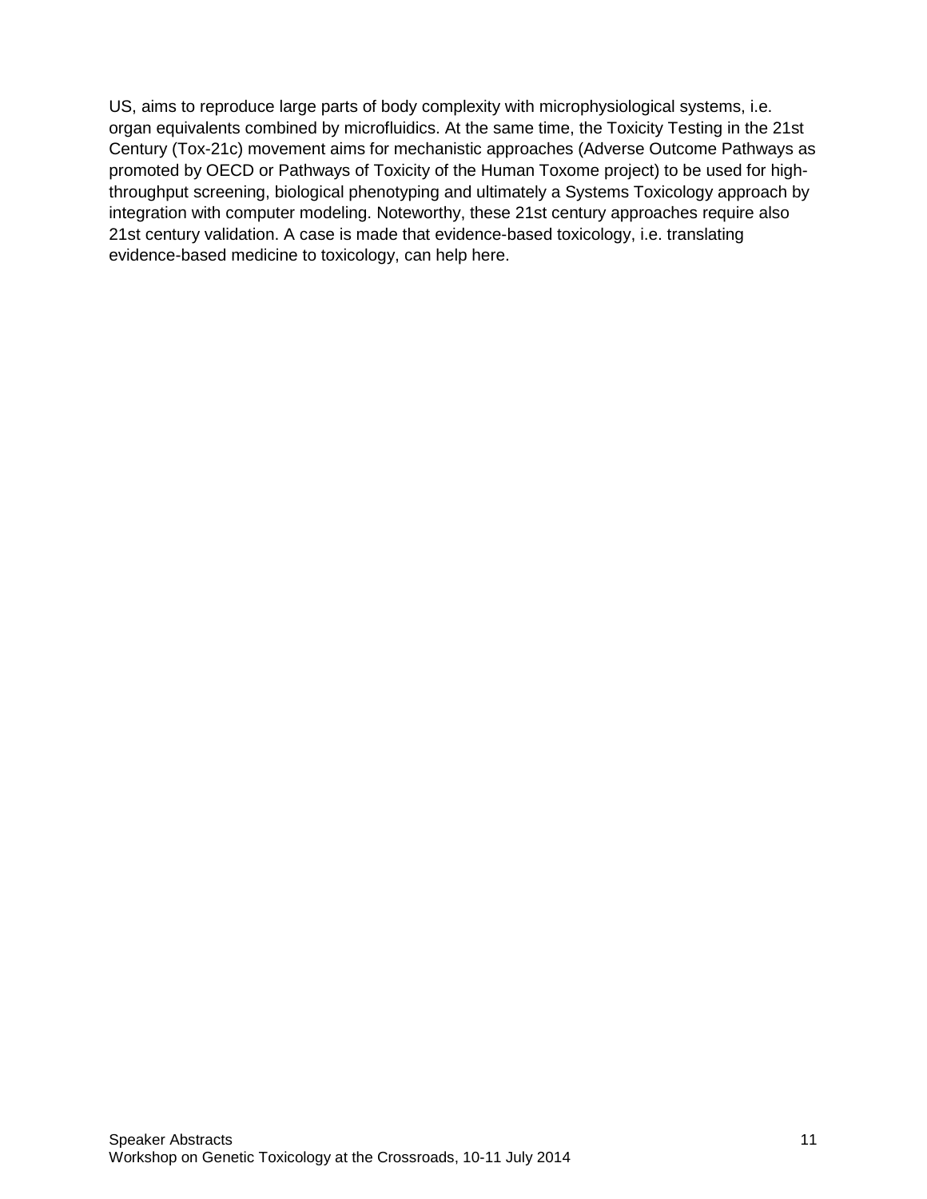US, aims to reproduce large parts of body complexity with microphysiological systems, i.e. organ equivalents combined by microfluidics. At the same time, the Toxicity Testing in the 21st Century (Tox-21c) movement aims for mechanistic approaches (Adverse Outcome Pathways as promoted by OECD or Pathways of Toxicity of the Human Toxome project) to be used for high-throughput screening, biological phenotyping and ultimately a Systems Toxicology approach by integration with computer modeling. Noteworthy, these 21st century approaches require also 21st century validation. A case is made that evidence-based toxicology, i.e. translating evidence-based medicine to toxicology, can help here.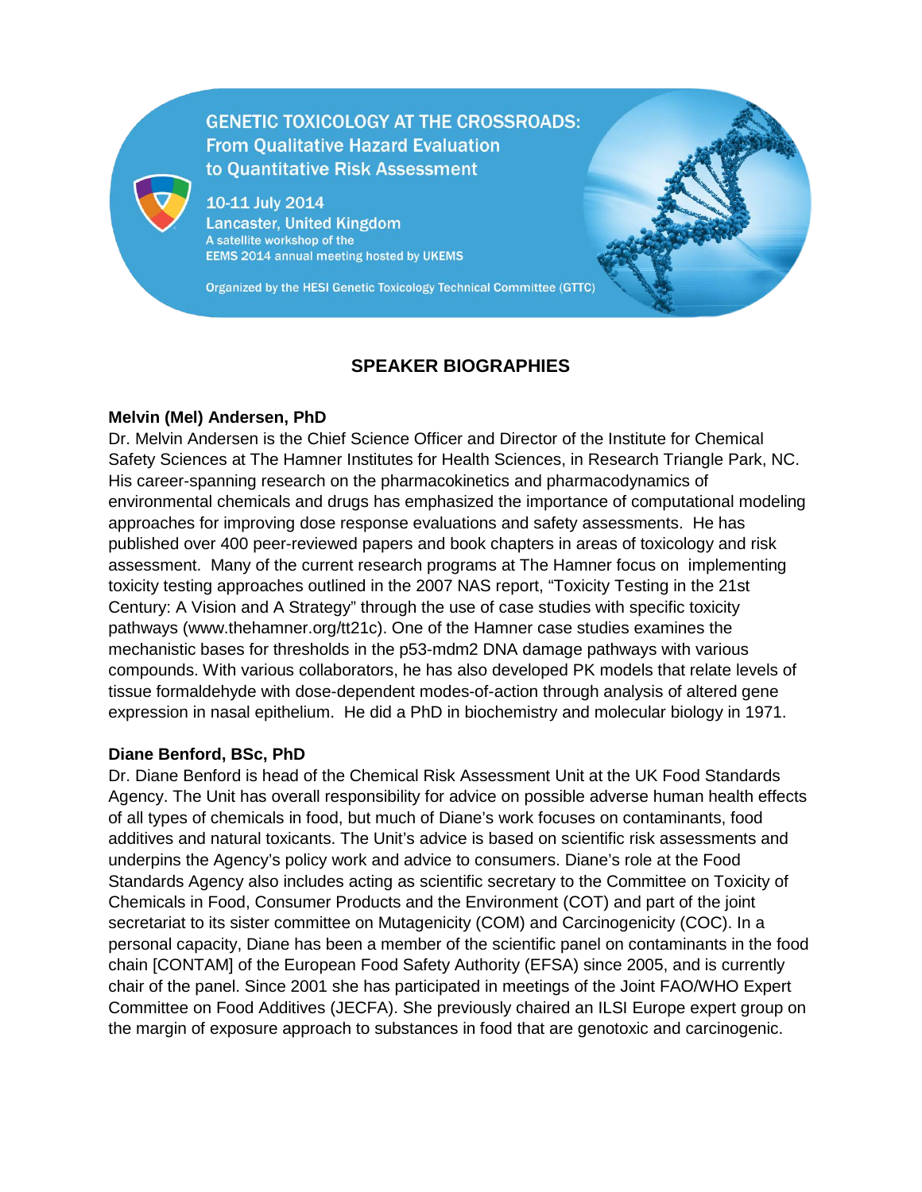GENETIC TOXICOLOGY AT THE CROSSROADS: From Qualitative Hazard Evaluation to Quantitative Risk Assessment

10-11 July 2014
Lancaster, United Kingdom
A satellite workshop of the EEMS 2014 annual meeting hosted by UKEMS

Organized by the HESI Genetic Toxicology Technical Committee (GTTC)

## SPEAKER BIOGRAPHIES

**Melvin (Mel) Andersen, PhD**

Dr. Melvin Andersen is the Chief Science Officer and Director of the Institute for Chemical Safety Sciences at The Hamner Institutes for Health Sciences, in Research Triangle Park, NC. His career-spanning research on the pharmacokinetics and pharmacodynamics of environmental chemicals and drugs has emphasized the importance of computational modeling approaches for improving dose response evaluations and safety assessments. He has published over 400 peer-reviewed papers and book chapters in areas of toxicology and risk assessment. Many of the current research programs at The Hamner focus on implementing toxicity testing approaches outlined in the 2007 NAS report, "Toxicity Testing in the 21st Century: A Vision and A Strategy" through the use of case studies with specific toxicity pathways (www.thehamner.org/tt21c). One of the Hamner case studies examines the mechanistic bases for thresholds in the p53-mdm2 DNA damage pathways with various compounds. With various collaborators, he has also developed PK models that relate levels of tissue formaldehyde with dose-dependent modes-of-action through analysis of altered gene expression in nasal epithelium. He did a PhD in biochemistry and molecular biology in 1971.

**Diane Benford, BSc, PhD**

Dr. Diane Benford is head of the Chemical Risk Assessment Unit at the UK Food Standards Agency. The Unit has overall responsibility for advice on possible adverse human health effects of all types of chemicals in food, but much of Diane's work focuses on contaminants, food additives and natural toxicants. The Unit's advice is based on scientific risk assessments and underpins the Agency's policy work and advice to consumers. Diane's role at the Food Standards Agency also includes acting as scientific secretary to the Committee on Toxicity of Chemicals in Food, Consumer Products and the Environment (COT) and part of the joint secretariat to its sister committee on Mutagenicity (COM) and Carcinogenicity (COC). In a personal capacity, Diane has been a member of the scientific panel on contaminants in the food chain [CONTAM] of the European Food Safety Authority (EFSA) since 2005, and is currently chair of the panel. Since 2001 she has participated in meetings of the Joint FAO/WHO Expert Committee on Food Additives (JECFA). She previously chaired an ILSI Europe expert group on the margin of exposure approach to substances in food that are genotoxic and carcinogenic.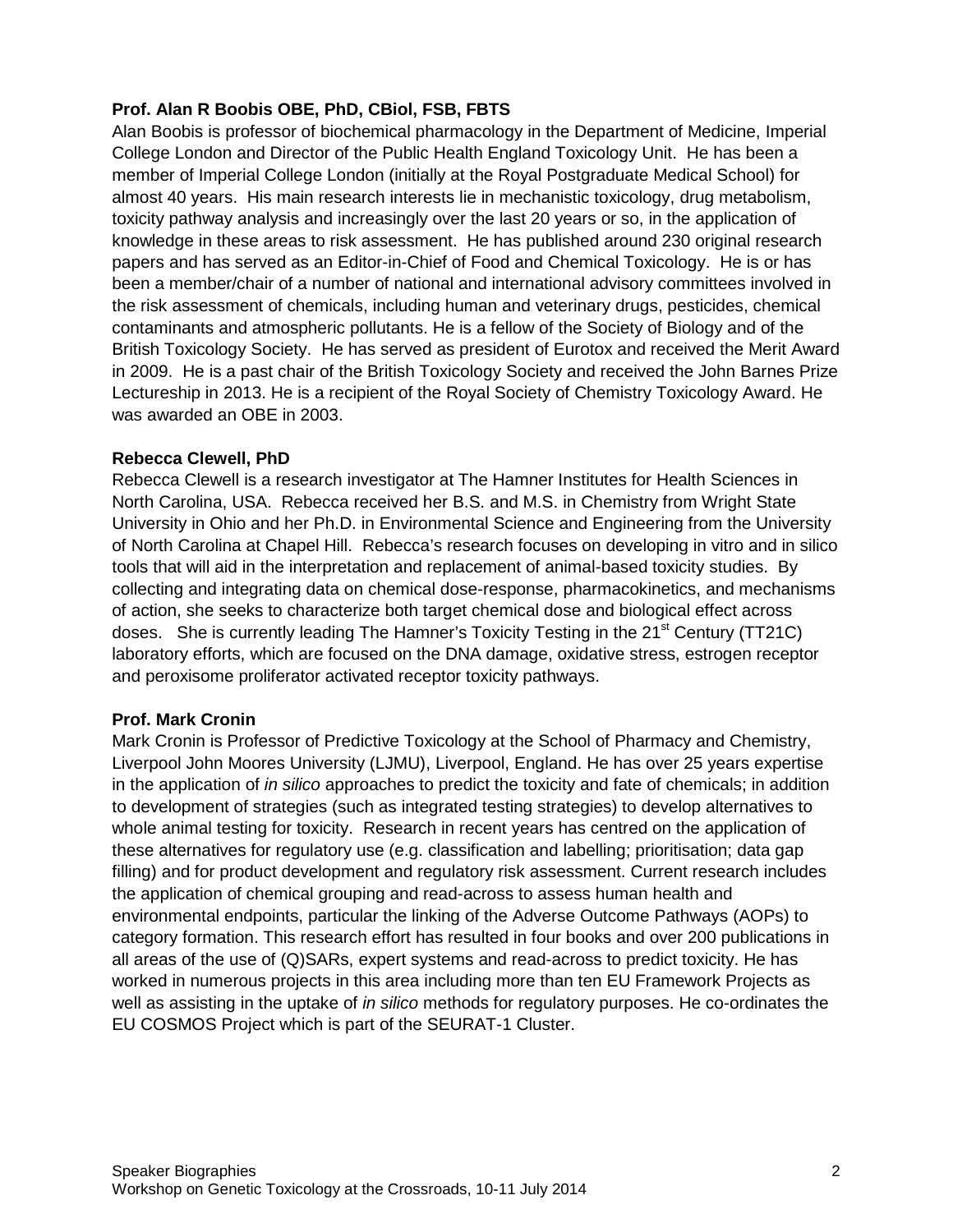**Prof. Alan R Boobis OBE, PhD, CBiol, FSB, FBTS**

Alan Boobis is professor of biochemical pharmacology in the Department of Medicine, Imperial College London and Director of the Public Health England Toxicology Unit. He has been a member of Imperial College London (initially at the Royal Postgraduate Medical School) for almost 40 years. His main research interests lie in mechanistic toxicology, drug metabolism, toxicity pathway analysis and increasingly over the last 20 years or so, in the application of knowledge in these areas to risk assessment. He has published around 230 original research papers and has served as an Editor-in-Chief of Food and Chemical Toxicology. He is or has been a member/chair of a number of national and international advisory committees involved in the risk assessment of chemicals, including human and veterinary drugs, pesticides, chemical contaminants and atmospheric pollutants. He is a fellow of the Society of Biology and of the British Toxicology Society. He has served as president of Eurotox and received the Merit Award in 2009. He is a past chair of the British Toxicology Society and received the John Barnes Prize Lectureship in 2013. He is a recipient of the Royal Society of Chemistry Toxicology Award. He was awarded an OBE in 2003.

**Rebecca Clewell, PhD**

Rebecca Clewell is a research investigator at The Hamner Institutes for Health Sciences in North Carolina, USA. Rebecca received her B.S. and M.S. in Chemistry from Wright State University in Ohio and her Ph.D. in Environmental Science and Engineering from the University of North Carolina at Chapel Hill. Rebecca's research focuses on developing in vitro and in silico tools that will aid in the interpretation and replacement of animal-based toxicity studies. By collecting and integrating data on chemical dose-response, pharmacokinetics, and mechanisms of action, she seeks to characterize both target chemical dose and biological effect across doses. She is currently leading The Hamner's Toxicity Testing in the 21st Century (TT21C) laboratory efforts, which are focused on the DNA damage, oxidative stress, estrogen receptor and peroxisome proliferator activated receptor toxicity pathways.

**Prof. Mark Cronin**

Mark Cronin is Professor of Predictive Toxicology at the School of Pharmacy and Chemistry, Liverpool John Moores University (LJMU), Liverpool, England. He has over 25 years expertise in the application of *in silico* approaches to predict the toxicity and fate of chemicals; in addition to development of strategies (such as integrated testing strategies) to develop alternatives to whole animal testing for toxicity. Research in recent years has centred on the application of these alternatives for regulatory use (e.g. classification and labelling; prioritisation; data gap filling) and for product development and regulatory risk assessment. Current research includes the application of chemical grouping and read-across to assess human health and environmental endpoints, particular the linking of the Adverse Outcome Pathways (AOPs) to category formation. This research effort has resulted in four books and over 200 publications in all areas of the use of (Q)SARs, expert systems and read-across to predict toxicity. He has worked in numerous projects in this area including more than ten EU Framework Projects as well as assisting in the uptake of *in silico* methods for regulatory purposes. He co-ordinates the EU COSMOS Project which is part of the SEURAT-1 Cluster.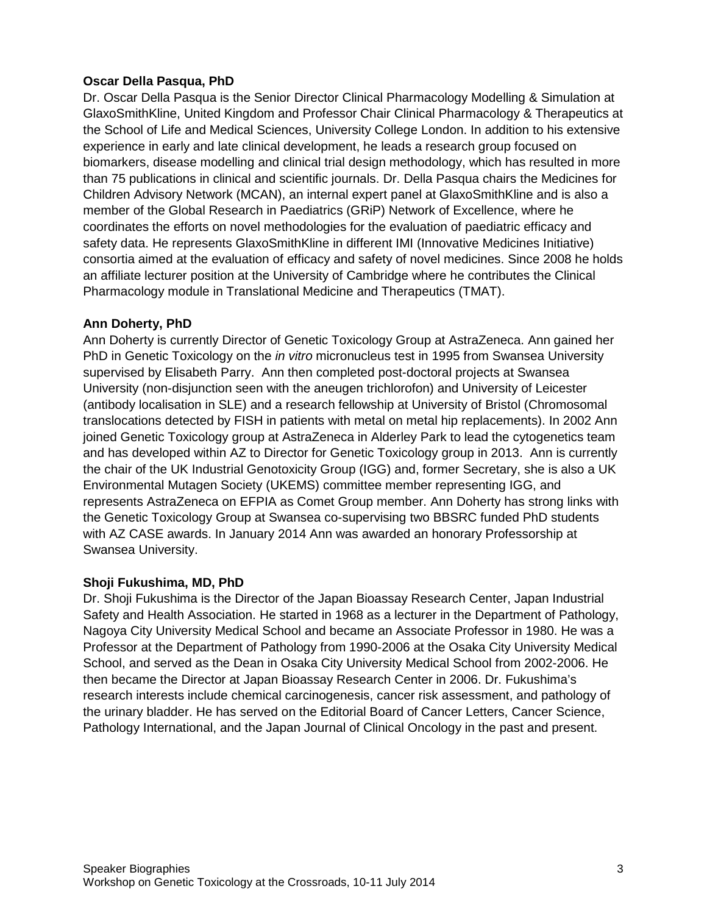**Oscar Della Pasqua, PhD**

Dr. Oscar Della Pasqua is the Senior Director Clinical Pharmacology Modelling & Simulation at GlaxoSmithKline, United Kingdom and Professor Chair Clinical Pharmacology & Therapeutics at the School of Life and Medical Sciences, University College London. In addition to his extensive experience in early and late clinical development, he leads a research group focused on biomarkers, disease modelling and clinical trial design methodology, which has resulted in more than 75 publications in clinical and scientific journals. Dr. Della Pasqua chairs the Medicines for Children Advisory Network (MCAN), an internal expert panel at GlaxoSmithKline and is also a member of the Global Research in Paediatrics (GRiP) Network of Excellence, where he coordinates the efforts on novel methodologies for the evaluation of paediatric efficacy and safety data. He represents GlaxoSmithKline in different IMI (Innovative Medicines Initiative) consortia aimed at the evaluation of efficacy and safety of novel medicines. Since 2008 he holds an affiliate lecturer position at the University of Cambridge where he contributes the Clinical Pharmacology module in Translational Medicine and Therapeutics (TMAT).

**Ann Doherty, PhD**

Ann Doherty is currently Director of Genetic Toxicology Group at AstraZeneca. Ann gained her PhD in Genetic Toxicology on the *in vitro* micronucleus test in 1995 from Swansea University supervised by Elisabeth Parry. Ann then completed post-doctoral projects at Swansea University (non-disjunction seen with the aneugen trichlorofon) and University of Leicester (antibody localisation in SLE) and a research fellowship at University of Bristol (Chromosomal translocations detected by FISH in patients with metal on metal hip replacements). In 2002 Ann joined Genetic Toxicology group at AstraZeneca in Alderley Park to lead the cytogenetics team and has developed within AZ to Director for Genetic Toxicology group in 2013. Ann is currently the chair of the UK Industrial Genotoxicity Group (IGG) and, former Secretary, she is also a UK Environmental Mutagen Society (UKEMS) committee member representing IGG, and represents AstraZeneca on EFPIA as Comet Group member. Ann Doherty has strong links with the Genetic Toxicology Group at Swansea co-supervising two BBSRC funded PhD students with AZ CASE awards. In January 2014 Ann was awarded an honorary Professorship at Swansea University.

**Shoji Fukushima, MD, PhD**

Dr. Shoji Fukushima is the Director of the Japan Bioassay Research Center, Japan Industrial Safety and Health Association. He started in 1968 as a lecturer in the Department of Pathology, Nagoya City University Medical School and became an Associate Professor in 1980. He was a Professor at the Department of Pathology from 1990-2006 at the Osaka City University Medical School, and served as the Dean in Osaka City University Medical School from 2002-2006. He then became the Director at Japan Bioassay Research Center in 2006. Dr. Fukushima's research interests include chemical carcinogenesis, cancer risk assessment, and pathology of the urinary bladder. He has served on the Editorial Board of Cancer Letters, Cancer Science, Pathology International, and the Japan Journal of Clinical Oncology in the past and present.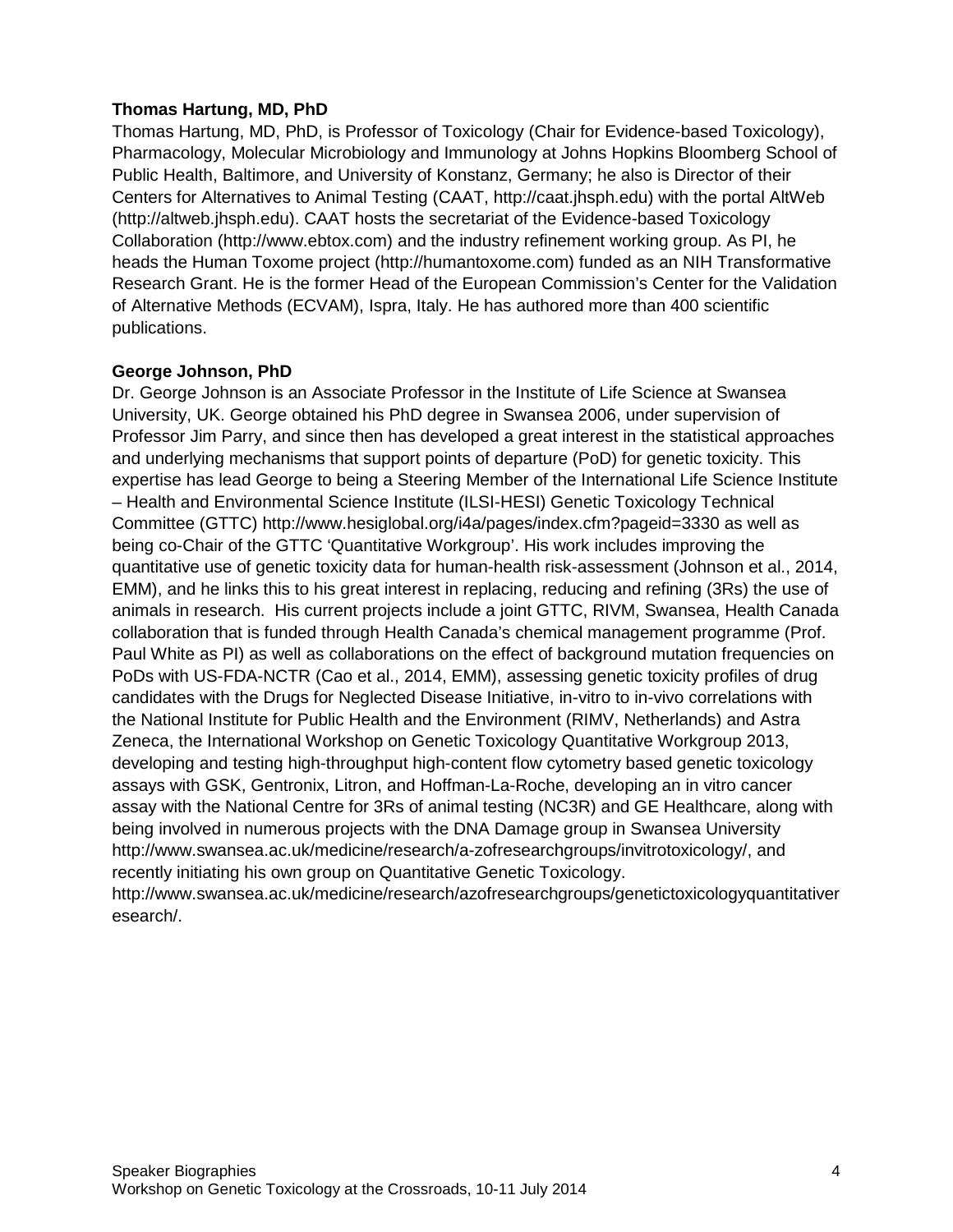**Thomas Hartung, MD, PhD**

Thomas Hartung, MD, PhD, is Professor of Toxicology (Chair for Evidence-based Toxicology), Pharmacology, Molecular Microbiology and Immunology at Johns Hopkins Bloomberg School of Public Health, Baltimore, and University of Konstanz, Germany; he also is Director of their Centers for Alternatives to Animal Testing (CAAT, http://caat.jhsph.edu) with the portal AltWeb (http://altweb.jhsph.edu). CAAT hosts the secretariat of the Evidence-based Toxicology Collaboration (http://www.ebtox.com) and the industry refinement working group. As PI, he heads the Human Toxome project (http://humantoxome.com) funded as an NIH Transformative Research Grant. He is the former Head of the European Commission's Center for the Validation of Alternative Methods (ECVAM), Ispra, Italy. He has authored more than 400 scientific publications.

**George Johnson, PhD**

Dr. George Johnson is an Associate Professor in the Institute of Life Science at Swansea University, UK. George obtained his PhD degree in Swansea 2006, under supervision of Professor Jim Parry, and since then has developed a great interest in the statistical approaches and underlying mechanisms that support points of departure (PoD) for genetic toxicity. This expertise has lead George to being a Steering Member of the International Life Science Institute – Health and Environmental Science Institute (ILSI-HESI) Genetic Toxicology Technical Committee (GTTC) http://www.hesiglobal.org/i4a/pages/index.cfm?pageid=3330 as well as being co-Chair of the GTTC 'Quantitative Workgroup'. His work includes improving the quantitative use of genetic toxicity data for human-health risk-assessment (Johnson et al., 2014, EMM), and he links this to his great interest in replacing, reducing and refining (3Rs) the use of animals in research. His current projects include a joint GTTC, RIVM, Swansea, Health Canada collaboration that is funded through Health Canada's chemical management programme (Prof. Paul White as PI) as well as collaborations on the effect of background mutation frequencies on PoDs with US-FDA-NCTR (Cao et al., 2014, EMM), assessing genetic toxicity profiles of drug candidates with the Drugs for Neglected Disease Initiative, in-vitro to in-vivo correlations with the National Institute for Public Health and the Environment (RIMV, Netherlands) and Astra Zeneca, the International Workshop on Genetic Toxicology Quantitative Workgroup 2013, developing and testing high-throughput high-content flow cytometry based genetic toxicology assays with GSK, Gentronix, Litron, and Hoffman-La-Roche, developing an in vitro cancer assay with the National Centre for 3Rs of animal testing (NC3R) and GE Healthcare, along with being involved in numerous projects with the DNA Damage group in Swansea University http://www.swansea.ac.uk/medicine/research/a-zofresearchgroups/invitrotoxicology/, and recently initiating his own group on Quantitative Genetic Toxicology. http://www.swansea.ac.uk/medicine/research/azofresearchgroups/genetictoxicologyquantitativeresearch/.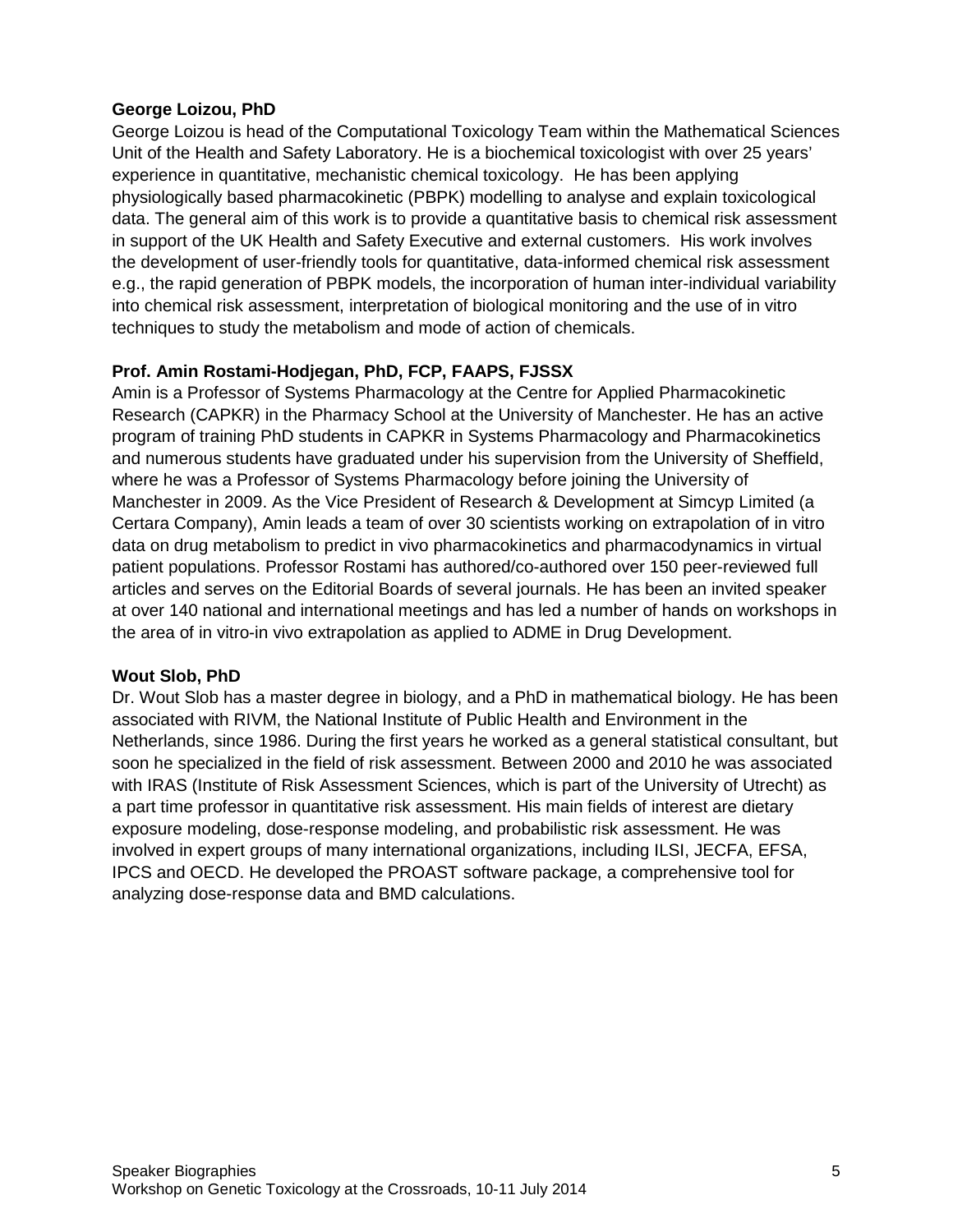**George Loizou, PhD**

George Loizou is head of the Computational Toxicology Team within the Mathematical Sciences Unit of the Health and Safety Laboratory. He is a biochemical toxicologist with over 25 years' experience in quantitative, mechanistic chemical toxicology. He has been applying physiologically based pharmacokinetic (PBPK) modelling to analyse and explain toxicological data. The general aim of this work is to provide a quantitative basis to chemical risk assessment in support of the UK Health and Safety Executive and external customers. His work involves the development of user-friendly tools for quantitative, data-informed chemical risk assessment e.g., the rapid generation of PBPK models, the incorporation of human inter-individual variability into chemical risk assessment, interpretation of biological monitoring and the use of in vitro techniques to study the metabolism and mode of action of chemicals.

**Prof. Amin Rostami-Hodjegan, PhD, FCP, FAAPS, FJSSX**

Amin is a Professor of Systems Pharmacology at the Centre for Applied Pharmacokinetic Research (CAPKR) in the Pharmacy School at the University of Manchester. He has an active program of training PhD students in CAPKR in Systems Pharmacology and Pharmacokinetics and numerous students have graduated under his supervision from the University of Sheffield, where he was a Professor of Systems Pharmacology before joining the University of Manchester in 2009. As the Vice President of Research & Development at Simcyp Limited (a Certara Company), Amin leads a team of over 30 scientists working on extrapolation of in vitro data on drug metabolism to predict in vivo pharmacokinetics and pharmacodynamics in virtual patient populations. Professor Rostami has authored/co-authored over 150 peer-reviewed full articles and serves on the Editorial Boards of several journals. He has been an invited speaker at over 140 national and international meetings and has led a number of hands on workshops in the area of in vitro-in vivo extrapolation as applied to ADME in Drug Development.

**Wout Slob, PhD**

Dr. Wout Slob has a master degree in biology, and a PhD in mathematical biology. He has been associated with RIVM, the National Institute of Public Health and Environment in the Netherlands, since 1986. During the first years he worked as a general statistical consultant, but soon he specialized in the field of risk assessment. Between 2000 and 2010 he was associated with IRAS (Institute of Risk Assessment Sciences, which is part of the University of Utrecht) as a part time professor in quantitative risk assessment. His main fields of interest are dietary exposure modeling, dose-response modeling, and probabilistic risk assessment. He was involved in expert groups of many international organizations, including ILSI, JECFA, EFSA, IPCS and OECD. He developed the PROAST software package, a comprehensive tool for analyzing dose-response data and BMD calculations.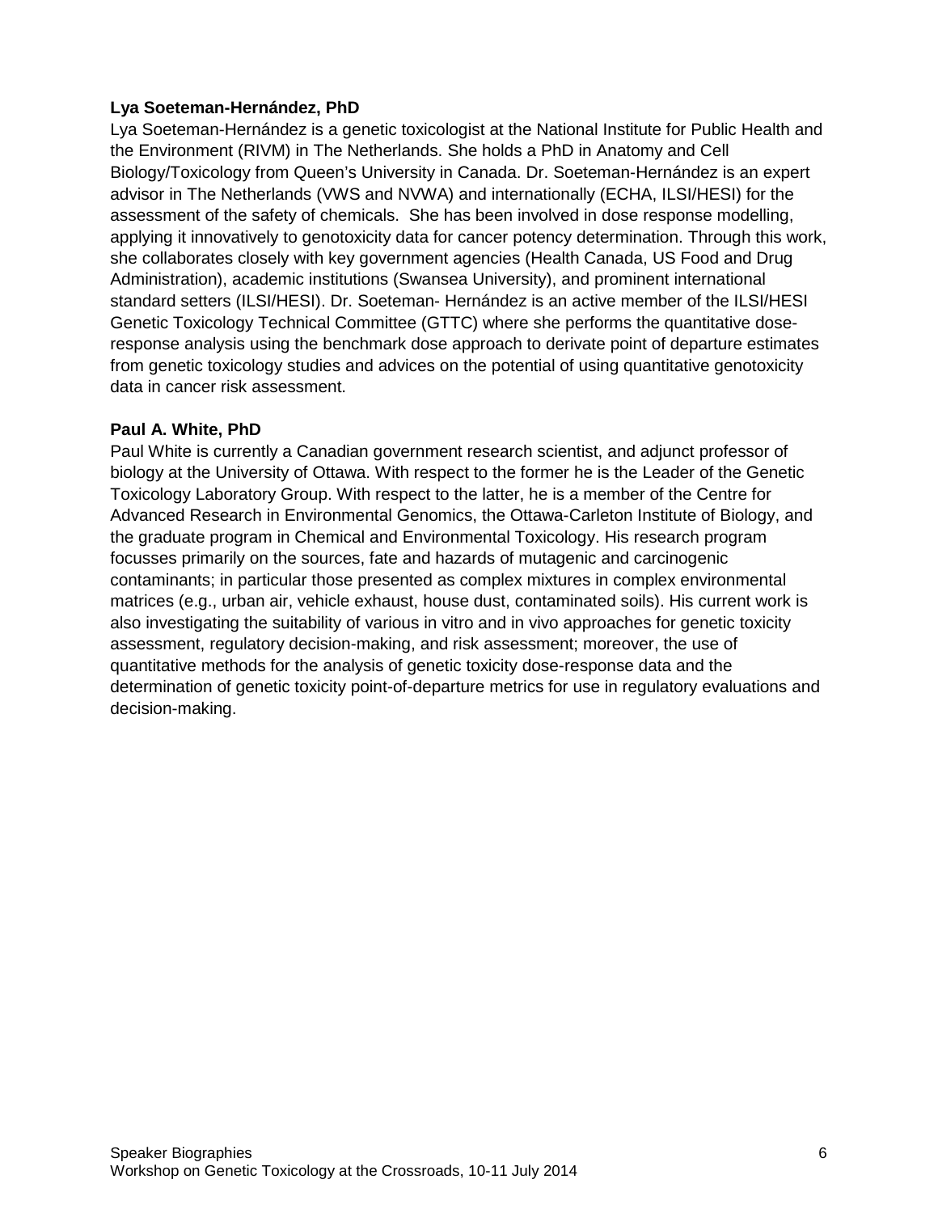**Lya Soeteman-Hernández, PhD**

Lya Soeteman-Hernández is a genetic toxicologist at the National Institute for Public Health and the Environment (RIVM) in The Netherlands. She holds a PhD in Anatomy and Cell Biology/Toxicology from Queen's University in Canada. Dr. Soeteman-Hernández is an expert advisor in The Netherlands (VWS and NVWA) and internationally (ECHA, ILSI/HESI) for the assessment of the safety of chemicals. She has been involved in dose response modelling, applying it innovatively to genotoxicity data for cancer potency determination. Through this work, she collaborates closely with key government agencies (Health Canada, US Food and Drug Administration), academic institutions (Swansea University), and prominent international standard setters (ILSI/HESI). Dr. Soeteman- Hernández is an active member of the ILSI/HESI Genetic Toxicology Technical Committee (GTTC) where she performs the quantitative dose-response analysis using the benchmark dose approach to derivate point of departure estimates from genetic toxicology studies and advices on the potential of using quantitative genotoxicity data in cancer risk assessment.

**Paul A. White, PhD**

Paul White is currently a Canadian government research scientist, and adjunct professor of biology at the University of Ottawa. With respect to the former he is the Leader of the Genetic Toxicology Laboratory Group. With respect to the latter, he is a member of the Centre for Advanced Research in Environmental Genomics, the Ottawa-Carleton Institute of Biology, and the graduate program in Chemical and Environmental Toxicology. His research program focusses primarily on the sources, fate and hazards of mutagenic and carcinogenic contaminants; in particular those presented as complex mixtures in complex environmental matrices (e.g., urban air, vehicle exhaust, house dust, contaminated soils). His current work is also investigating the suitability of various in vitro and in vivo approaches for genetic toxicity assessment, regulatory decision-making, and risk assessment; moreover, the use of quantitative methods for the analysis of genetic toxicity dose-response data and the determination of genetic toxicity point-of-departure metrics for use in regulatory evaluations and decision-making.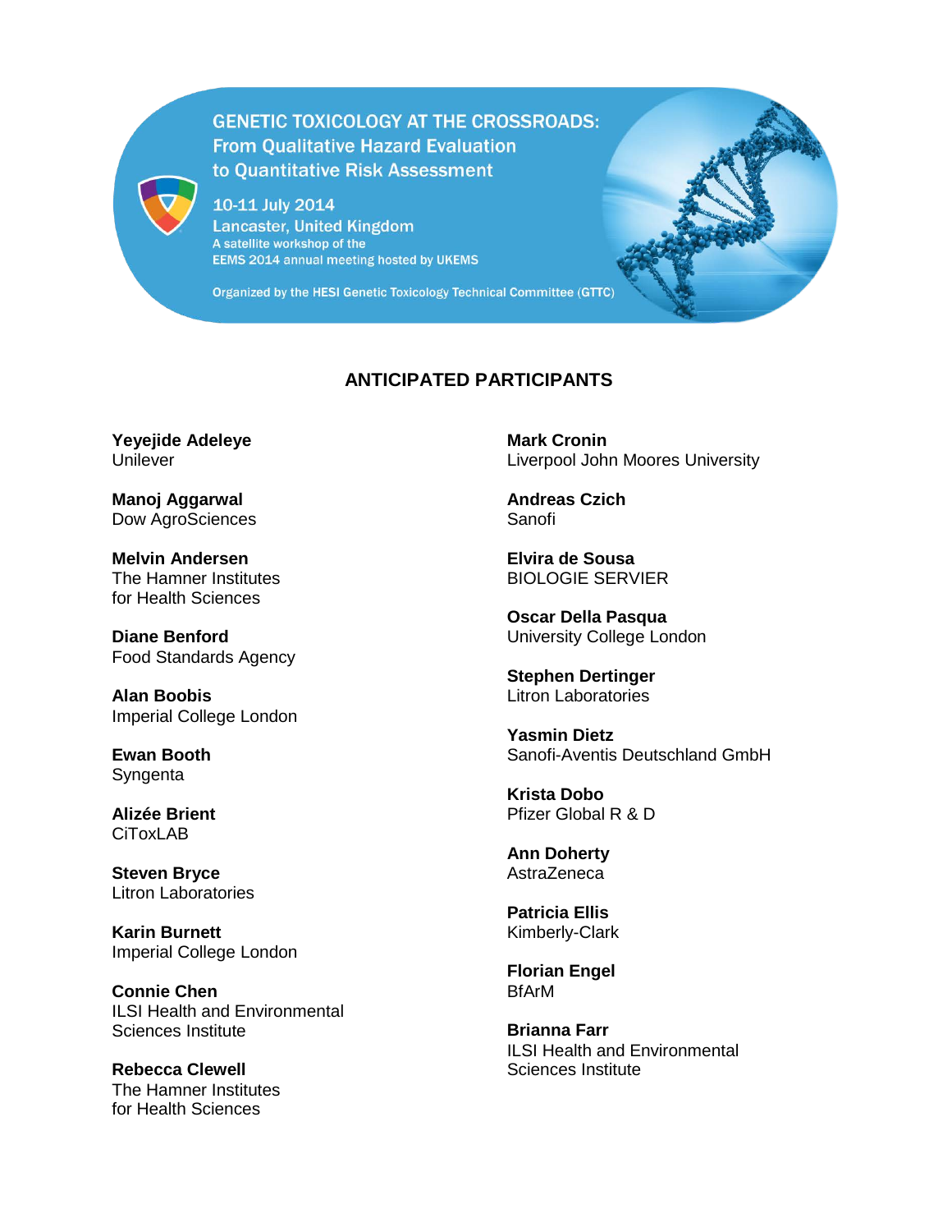GENETIC TOXICOLOGY AT THE CROSSROADS: From Qualitative Hazard Evaluation to Quantitative Risk Assessment

10-11 July 2014
Lancaster, United Kingdom
A satellite workshop of the EEMS 2014 annual meeting hosted by UKEMS

Organized by the HESI Genetic Toxicology Technical Committee (GTTC)

## ANTICIPATED PARTICIPANTS

**Yeyejide Adeleye**
Unilever

**Manoj Aggarwal**
Dow AgroSciences

**Melvin Andersen**
The Hamner Institutes for Health Sciences

**Diane Benford**
Food Standards Agency

**Alan Boobis**
Imperial College London

**Ewan Booth**
Syngenta

**Alizée Brient**
CiToxLAB

**Steven Bryce**
Litron Laboratories

**Karin Burnett**
Imperial College London

**Connie Chen**
ILSI Health and Environmental Sciences Institute

**Rebecca Clewell**
The Hamner Institutes for Health Sciences

**Mark Cronin**
Liverpool John Moores University

**Andreas Czich**
Sanofi

**Elvira de Sousa**
BIOLOGIE SERVIER

**Oscar Della Pasqua**
University College London

**Stephen Dertinger**
Litron Laboratories

**Yasmin Dietz**
Sanofi-Aventis Deutschland GmbH

**Krista Dobo**
Pfizer Global R & D

**Ann Doherty**
AstraZeneca

**Patricia Ellis**
Kimberly-Clark

**Florian Engel**
BfArM

**Brianna Farr**
ILSI Health and Environmental Sciences Institute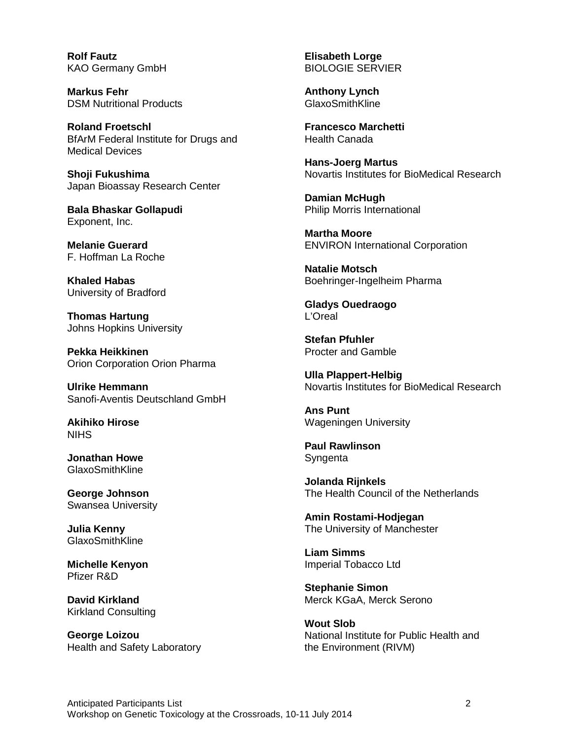**Rolf Fautz**
KAO Germany GmbH

**Markus Fehr**
DSM Nutritional Products

**Roland Froetschl**
BfArM Federal Institute for Drugs and Medical Devices

**Shoji Fukushima**
Japan Bioassay Research Center

**Bala Bhaskar Gollapudi**
Exponent, Inc.

**Melanie Guerard**
F. Hoffman La Roche

**Khaled Habas**
University of Bradford

**Thomas Hartung**
Johns Hopkins University

**Pekka Heikkinen**
Orion Corporation Orion Pharma

**Ulrike Hemmann**
Sanofi-Aventis Deutschland GmbH

**Akihiko Hirose**
NIHS

**Jonathan Howe**
GlaxoSmithKline

**George Johnson**
Swansea University

**Julia Kenny**
GlaxoSmithKline

**Michelle Kenyon**
Pfizer R&D

**David Kirkland**
Kirkland Consulting

**George Loizou**
Health and Safety Laboratory

**Elisabeth Lorge**
BIOLOGIE SERVIER

**Anthony Lynch**
GlaxoSmithKline

**Francesco Marchetti**
Health Canada

**Hans-Joerg Martus**
Novartis Institutes for BioMedical Research

**Damian McHugh**
Philip Morris International

**Martha Moore**
ENVIRON International Corporation

**Natalie Motsch**
Boehringer-Ingelheim Pharma

**Gladys Ouedraogo**
L'Oreal

**Stefan Pfuhler**
Procter and Gamble

**Ulla Plappert-Helbig**
Novartis Institutes for BioMedical Research

**Ans Punt**
Wageningen University

**Paul Rawlinson**
Syngenta

**Jolanda Rijnkels**
The Health Council of the Netherlands

**Amin Rostami-Hodjegan**
The University of Manchester

**Liam Simms**
Imperial Tobacco Ltd

**Stephanie Simon**
Merck KGaA, Merck Serono

**Wout Slob**
National Institute for Public Health and the Environment (RIVM)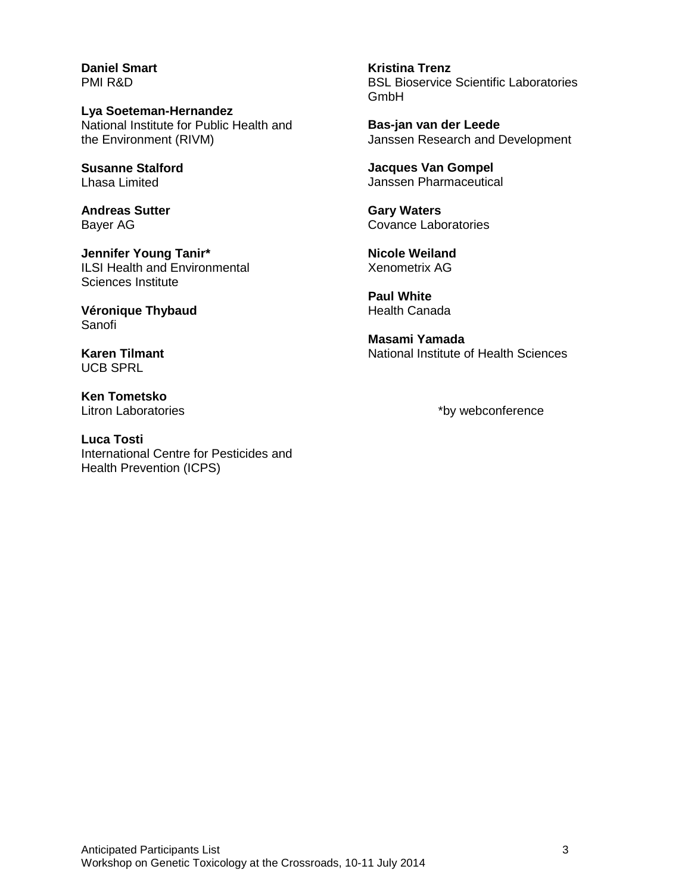**Daniel Smart**
PMI R&D

**Lya Soeteman-Hernandez**
National Institute for Public Health and the Environment (RIVM)

**Susanne Stalford**
Lhasa Limited

**Andreas Sutter**
Bayer AG

**Jennifer Young Tanir***
ILSI Health and Environmental Sciences Institute

**Véronique Thybaud**
Sanofi

**Karen Tilmant**
UCB SPRL

**Ken Tometsko**
Litron Laboratories

**Luca Tosti**
International Centre for Pesticides and Health Prevention (ICPS)

**Kristina Trenz**
BSL Bioservice Scientific Laboratories GmbH

**Bas-jan van der Leede**
Janssen Research and Development

**Jacques Van Gompel**
Janssen Pharmaceutical

**Gary Waters**
Covance Laboratories

**Nicole Weiland**
Xenometrix AG

**Paul White**
Health Canada

**Masami Yamada**
National Institute of Health Sciences

*by webconference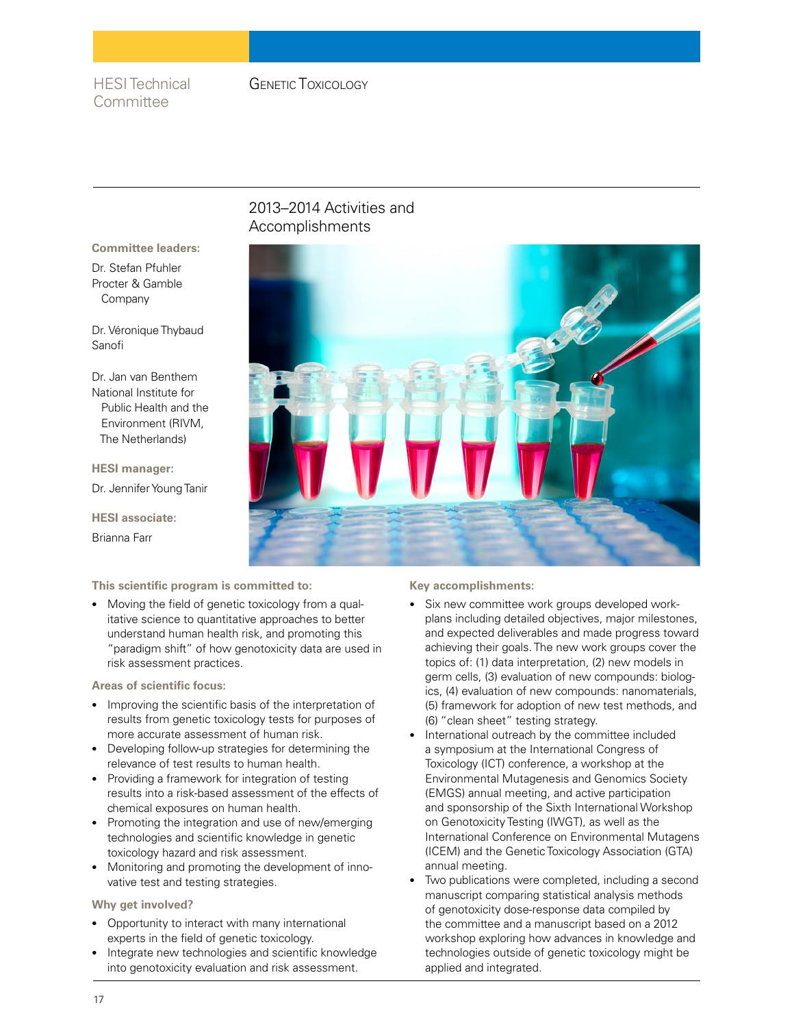HESI Technical Committee

# Genetic Toxicology

## 2013–2014 Activities and Accomplishments

**Committee leaders:**

Dr. Stefan Pfuhler
Procter & Gamble Company

Dr. Véronique Thybaud
Sanofi

Dr. Jan van Benthem
National Institute for Public Health and the Environment (RIVM, The Netherlands)

**HESI manager:**

Dr. Jennifer Young Tanir

**HESI associate:**

Brianna Farr

### This scientific program is committed to:

- Moving the field of genetic toxicology from a qualitative science to quantitative approaches to better understand human health risk, and promoting this "paradigm shift" of how genotoxicity data are used in risk assessment practices.

### Areas of scientific focus:

- Improving the scientific basis of the interpretation of results from genetic toxicology tests for purposes of more accurate assessment of human risk.
- Developing follow-up strategies for determining the relevance of test results to human health.
- Providing a framework for integration of testing results into a risk-based assessment of the effects of chemical exposures on human health.
- Promoting the integration and use of new/emerging technologies and scientific knowledge in genetic toxicology hazard and risk assessment.
- Monitoring and promoting the development of innovative test and testing strategies.

### Why get involved?

- Opportunity to interact with many international experts in the field of genetic toxicology.
- Integrate new technologies and scientific knowledge into genotoxicity evaluation and risk assessment.

### Key accomplishments:

- Six new committee work groups developed workplans including detailed objectives, major milestones, and expected deliverables and made progress toward achieving their goals. The new work groups cover the topics of: (1) data interpretation, (2) new models in germ cells, (3) evaluation of new compounds: biologics, (4) evaluation of new compounds: nanomaterials, (5) framework for adoption of new test methods, and (6) "clean sheet" testing strategy.
- International outreach by the committee included a symposium at the International Congress of Toxicology (ICT) conference, a workshop at the Environmental Mutagenesis and Genomics Society (EMGS) annual meeting, and active participation and sponsorship of the Sixth International Workshop on Genotoxicity Testing (IWGT), as well as the International Conference on Environmental Mutagens (ICEM) and the Genetic Toxicology Association (GTA) annual meeting.
- Two publications were completed, including a second manuscript comparing statistical analysis methods of genotoxicity dose-response data compiled by the committee and a manuscript based on a 2012 workshop exploring how advances in knowledge and technologies outside of genetic toxicology might be applied and integrated.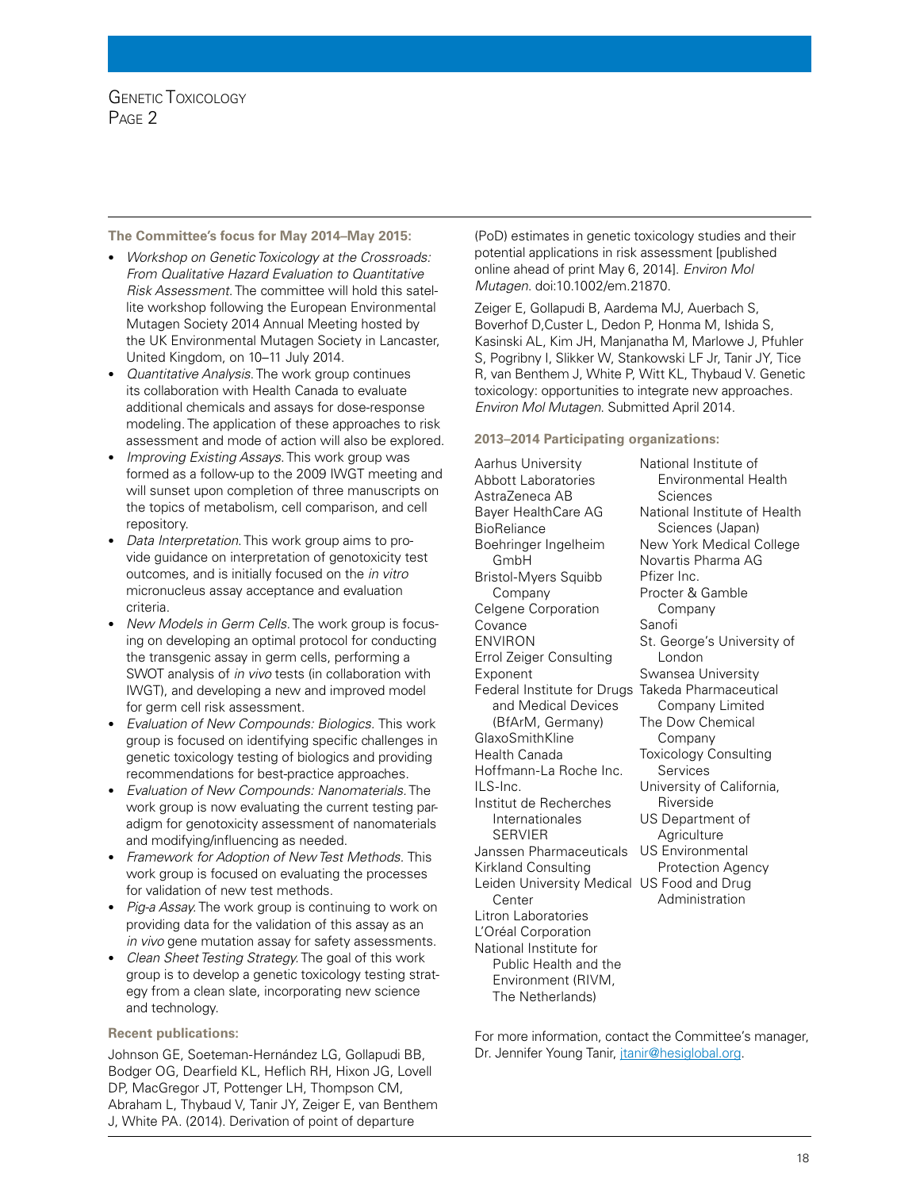**The Committee's focus for May 2014–May 2015:**

- *Workshop on Genetic Toxicology at the Crossroads: From Qualitative Hazard Evaluation to Quantitative Risk Assessment.* The committee will hold this satellite workshop following the European Environmental Mutagen Society 2014 Annual Meeting hosted by the UK Environmental Mutagen Society in Lancaster, United Kingdom, on 10–11 July 2014.
- *Quantitative Analysis.* The work group continues its collaboration with Health Canada to evaluate additional chemicals and assays for dose-response modeling. The application of these approaches to risk assessment and mode of action will also be explored.
- *Improving Existing Assays.* This work group was formed as a follow-up to the 2009 IWGT meeting and will sunset upon completion of three manuscripts on the topics of metabolism, cell comparison, and cell repository.
- *Data Interpretation.* This work group aims to provide guidance on interpretation of genotoxicity test outcomes, and is initially focused on the *in vitro* micronucleus assay acceptance and evaluation criteria.
- *New Models in Germ Cells.* The work group is focusing on developing an optimal protocol for conducting the transgenic assay in germ cells, performing a SWOT analysis of *in vivo* tests (in collaboration with IWGT), and developing a new and improved model for germ cell risk assessment.
- *Evaluation of New Compounds: Biologics.* This work group is focused on identifying specific challenges in genetic toxicology testing of biologics and providing recommendations for best-practice approaches.
- *Evaluation of New Compounds: Nanomaterials.* The work group is now evaluating the current testing paradigm for genotoxicity assessment of nanomaterials and modifying/influencing as needed.
- *Framework for Adoption of New Test Methods.* This work group is focused on evaluating the processes for validation of new test methods.
- *Pig-a Assay.* The work group is continuing to work on providing data for the validation of this assay as an *in vivo* gene mutation assay for safety assessments.
- *Clean Sheet Testing Strategy.* The goal of this work group is to develop a genetic toxicology testing strategy from a clean slate, incorporating new science and technology.

**Recent publications:**

Johnson GE, Soeteman-Hernández LG, Gollapudi BB, Bodger OG, Dearfield KL, Heflich RH, Hixon JG, Lovell DP, MacGregor JT, Pottenger LH, Thompson CM, Abraham L, Thybaud V, Tanir JY, Zeiger E, van Benthem J, White PA. (2014). Derivation of point of departure (PoD) estimates in genetic toxicology studies and their potential applications in risk assessment [published online ahead of print May 6, 2014]. *Environ Mol Mutagen.* doi:10.1002/em.21870.

Zeiger E, Gollapudi B, Aardema MJ, Auerbach S, Boverhof D,Custer L, Dedon P, Honma M, Ishida S, Kasinski AL, Kim JH, Manjanatha M, Marlowe J, Pfuhler S, Pogribny I, Slikker W, Stankowski LF Jr, Tanir JY, Tice R, van Benthem J, White P, Witt KL, Thybaud V. Genetic toxicology: opportunities to integrate new approaches. *Environ Mol Mutagen.* Submitted April 2014.

**2013–2014 Participating organizations:**

- Aarhus University
- Abbott Laboratories
- AstraZeneca AB
- Bayer HealthCare AG
- BioReliance
- Boehringer Ingelheim GmbH
- Bristol-Myers Squibb Company
- Celgene Corporation
- Covance
- ENVIRON
- Errol Zeiger Consulting
- Exponent
- Federal Institute for Drugs and Medical Devices (BfArM, Germany)
- GlaxoSmithKline
- Health Canada
- Hoffmann-La Roche Inc.
- ILS-Inc.
- Institut de Recherches Internationales SERVIER
- Janssen Pharmaceuticals
- Kirkland Consulting
- Leiden University Medical Center
- Litron Laboratories
- L'Oréal Corporation
- National Institute for Public Health and the Environment (RIVM, The Netherlands)
- National Institute of Environmental Health Sciences
- National Institute of Health Sciences (Japan)
- New York Medical College
- Novartis Pharma AG
- Pfizer Inc.
- Procter & Gamble Company
- Sanofi
- St. George's University of London
- Swansea University
- Takeda Pharmaceutical Company Limited
- The Dow Chemical Company
- Toxicology Consulting Services
- University of California, Riverside
- US Department of Agriculture
- US Environmental Protection Agency
- US Food and Drug Administration

For more information, contact the Committee's manager, Dr. Jennifer Young Tanir, jtanir@hesiglobal.org.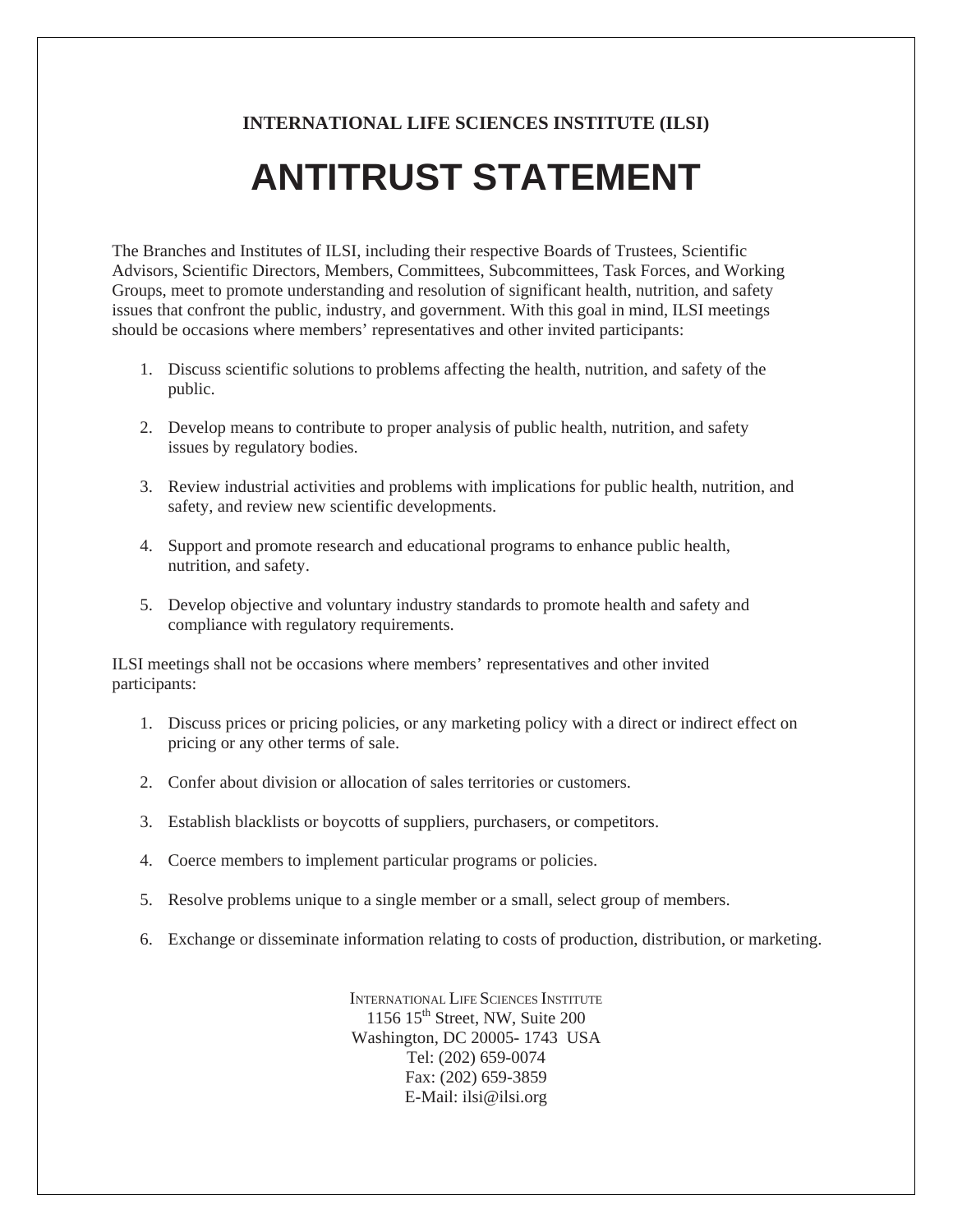**INTERNATIONAL LIFE SCIENCES INSTITUTE (ILSI)**

# ANTITRUST STATEMENT

The Branches and Institutes of ILSI, including their respective Boards of Trustees, Scientific Advisors, Scientific Directors, Members, Committees, Subcommittees, Task Forces, and Working Groups, meet to promote understanding and resolution of significant health, nutrition, and safety issues that confront the public, industry, and government. With this goal in mind, ILSI meetings should be occasions where members' representatives and other invited participants:

1. Discuss scientific solutions to problems affecting the health, nutrition, and safety of the public.
2. Develop means to contribute to proper analysis of public health, nutrition, and safety issues by regulatory bodies.
3. Review industrial activities and problems with implications for public health, nutrition, and safety, and review new scientific developments.
4. Support and promote research and educational programs to enhance public health, nutrition, and safety.
5. Develop objective and voluntary industry standards to promote health and safety and compliance with regulatory requirements.

ILSI meetings shall not be occasions where members' representatives and other invited participants:

1. Discuss prices or pricing policies, or any marketing policy with a direct or indirect effect on pricing or any other terms of sale.
2. Confer about division or allocation of sales territories or customers.
3. Establish blacklists or boycotts of suppliers, purchasers, or competitors.
4. Coerce members to implement particular programs or policies.
5. Resolve problems unique to a single member or a small, select group of members.
6. Exchange or disseminate information relating to costs of production, distribution, or marketing.

International Life Sciences Institute
1156 15th Street, NW, Suite 200
Washington, DC 20005- 1743 USA
Tel: (202) 659-0074
Fax: (202) 659-3859
E-Mail: ilsi@ilsi.org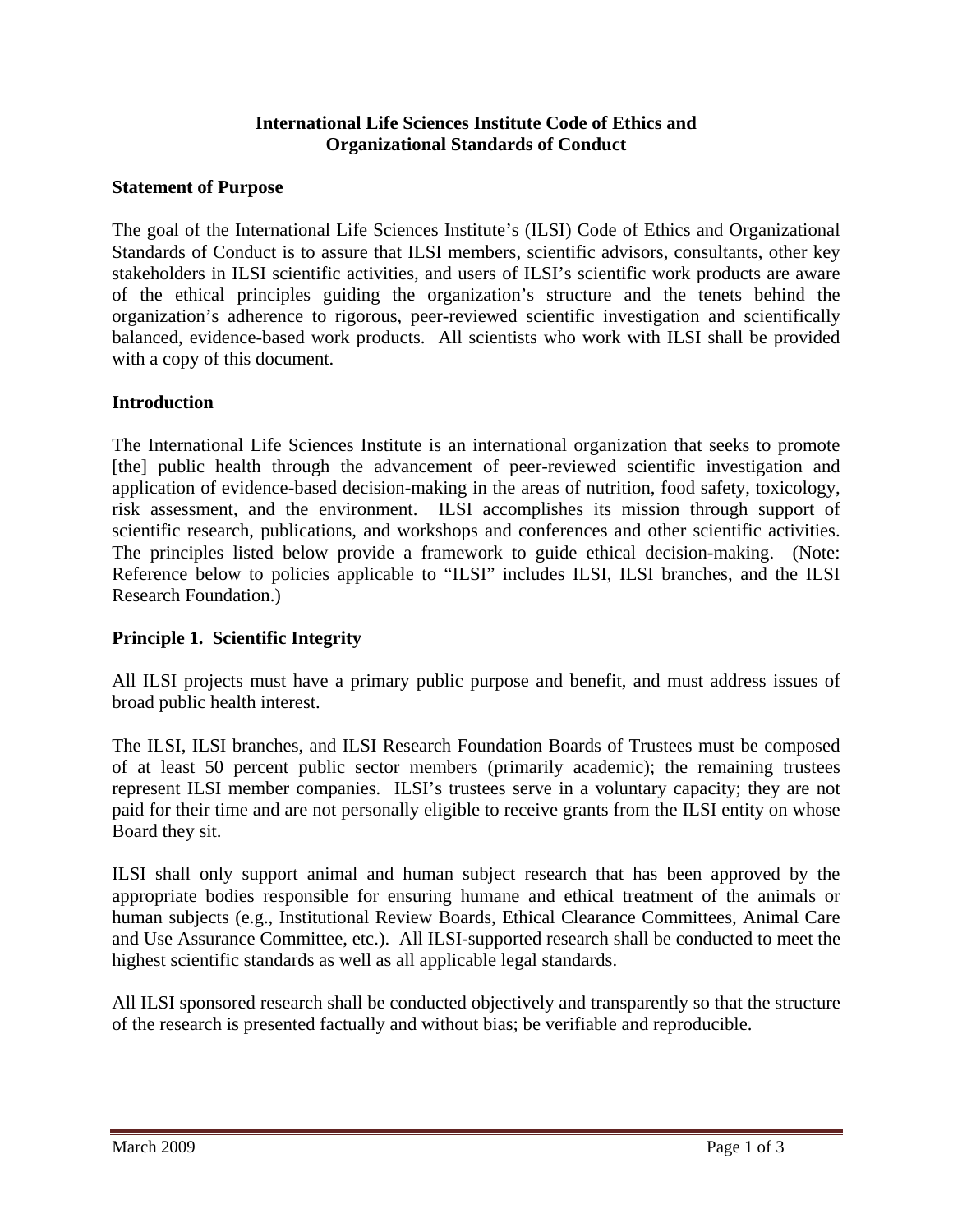# International Life Sciences Institute Code of Ethics and Organizational Standards of Conduct

## Statement of Purpose

The goal of the International Life Sciences Institute's (ILSI) Code of Ethics and Organizational Standards of Conduct is to assure that ILSI members, scientific advisors, consultants, other key stakeholders in ILSI scientific activities, and users of ILSI's scientific work products are aware of the ethical principles guiding the organization's structure and the tenets behind the organization's adherence to rigorous, peer-reviewed scientific investigation and scientifically balanced, evidence-based work products. All scientists who work with ILSI shall be provided with a copy of this document.

## Introduction

The International Life Sciences Institute is an international organization that seeks to promote [the] public health through the advancement of peer-reviewed scientific investigation and application of evidence-based decision-making in the areas of nutrition, food safety, toxicology, risk assessment, and the environment. ILSI accomplishes its mission through support of scientific research, publications, and workshops and conferences and other scientific activities. The principles listed below provide a framework to guide ethical decision-making. (Note: Reference below to policies applicable to "ILSI" includes ILSI, ILSI branches, and the ILSI Research Foundation.)

## Principle 1. Scientific Integrity

All ILSI projects must have a primary public purpose and benefit, and must address issues of broad public health interest.

The ILSI, ILSI branches, and ILSI Research Foundation Boards of Trustees must be composed of at least 50 percent public sector members (primarily academic); the remaining trustees represent ILSI member companies. ILSI's trustees serve in a voluntary capacity; they are not paid for their time and are not personally eligible to receive grants from the ILSI entity on whose Board they sit.

ILSI shall only support animal and human subject research that has been approved by the appropriate bodies responsible for ensuring humane and ethical treatment of the animals or human subjects (e.g., Institutional Review Boards, Ethical Clearance Committees, Animal Care and Use Assurance Committee, etc.). All ILSI-supported research shall be conducted to meet the highest scientific standards as well as all applicable legal standards.

All ILSI sponsored research shall be conducted objectively and transparently so that the structure of the research is presented factually and without bias; be verifiable and reproducible.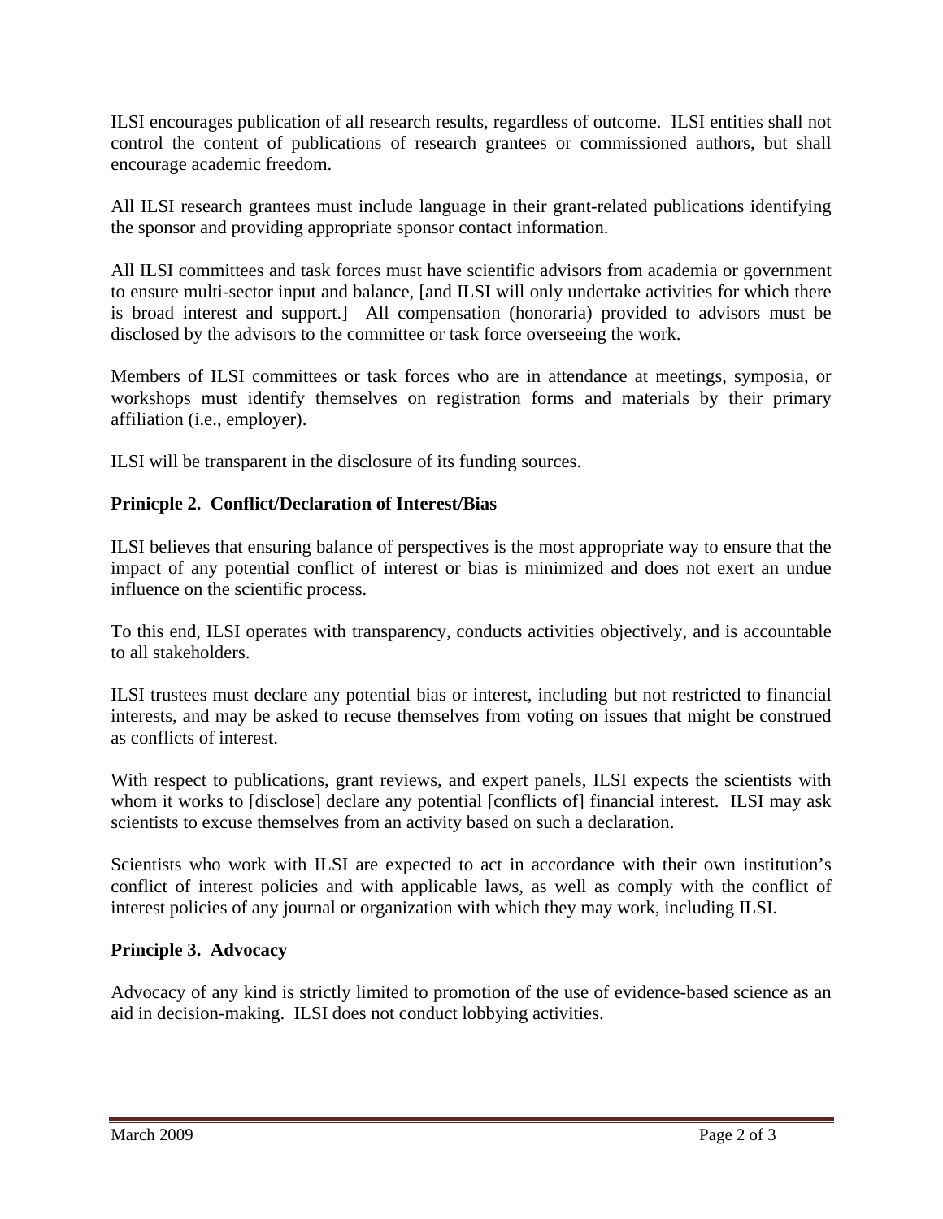ILSI encourages publication of all research results, regardless of outcome. ILSI entities shall not control the content of publications of research grantees or commissioned authors, but shall encourage academic freedom.

All ILSI research grantees must include language in their grant-related publications identifying the sponsor and providing appropriate sponsor contact information.

All ILSI committees and task forces must have scientific advisors from academia or government to ensure multi-sector input and balance, [and ILSI will only undertake activities for which there is broad interest and support.] All compensation (honoraria) provided to advisors must be disclosed by the advisors to the committee or task force overseeing the work.

Members of ILSI committees or task forces who are in attendance at meetings, symposia, or workshops must identify themselves on registration forms and materials by their primary affiliation (i.e., employer).

ILSI will be transparent in the disclosure of its funding sources.

**Prinicple 2. Conflict/Declaration of Interest/Bias**

ILSI believes that ensuring balance of perspectives is the most appropriate way to ensure that the impact of any potential conflict of interest or bias is minimized and does not exert an undue influence on the scientific process.

To this end, ILSI operates with transparency, conducts activities objectively, and is accountable to all stakeholders.

ILSI trustees must declare any potential bias or interest, including but not restricted to financial interests, and may be asked to recuse themselves from voting on issues that might be construed as conflicts of interest.

With respect to publications, grant reviews, and expert panels, ILSI expects the scientists with whom it works to [disclose] declare any potential [conflicts of] financial interest. ILSI may ask scientists to excuse themselves from an activity based on such a declaration.

Scientists who work with ILSI are expected to act in accordance with their own institution's conflict of interest policies and with applicable laws, as well as comply with the conflict of interest policies of any journal or organization with which they may work, including ILSI.

**Principle 3. Advocacy**

Advocacy of any kind is strictly limited to promotion of the use of evidence-based science as an aid in decision-making. ILSI does not conduct lobbying activities.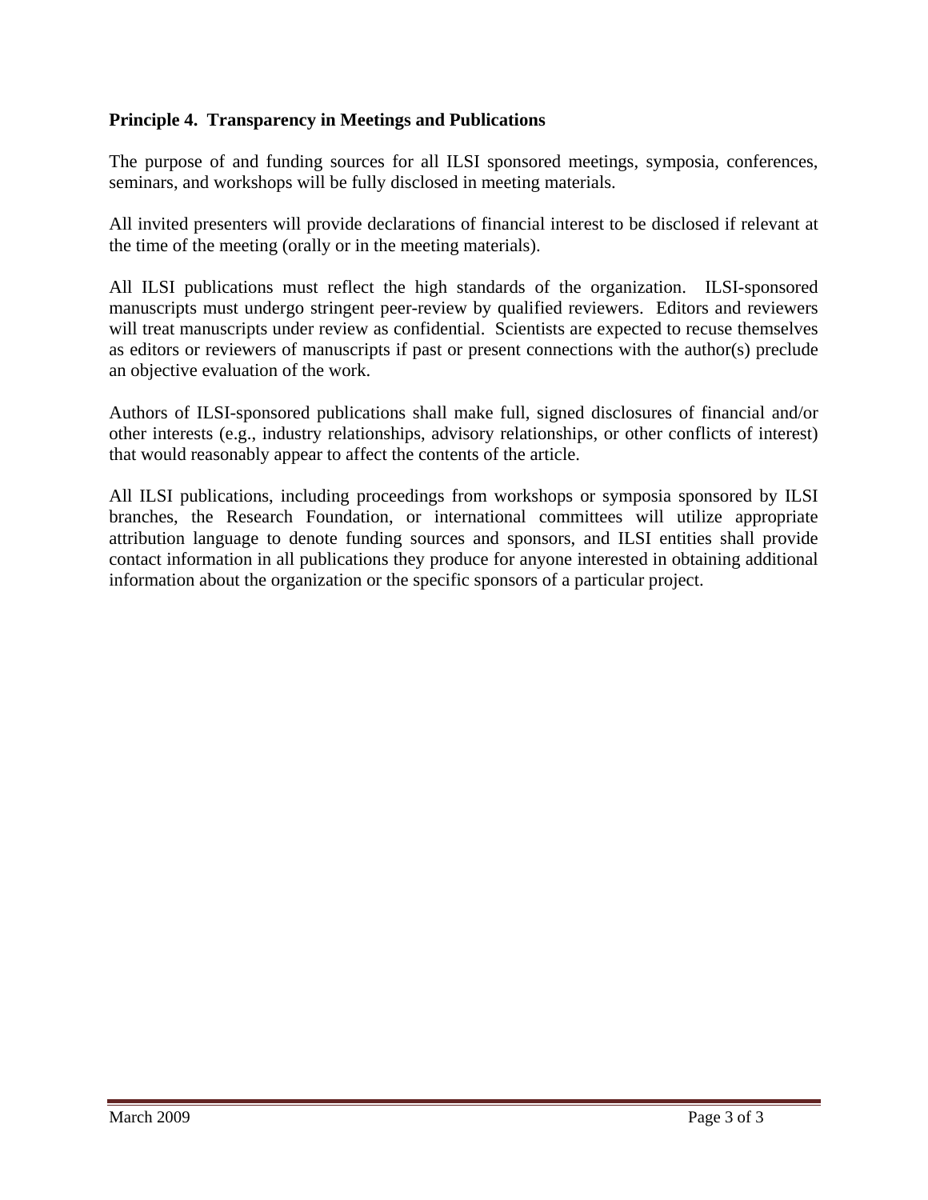**Principle 4. Transparency in Meetings and Publications**

The purpose of and funding sources for all ILSI sponsored meetings, symposia, conferences, seminars, and workshops will be fully disclosed in meeting materials.

All invited presenters will provide declarations of financial interest to be disclosed if relevant at the time of the meeting (orally or in the meeting materials).

All ILSI publications must reflect the high standards of the organization. ILSI-sponsored manuscripts must undergo stringent peer-review by qualified reviewers. Editors and reviewers will treat manuscripts under review as confidential. Scientists are expected to recuse themselves as editors or reviewers of manuscripts if past or present connections with the author(s) preclude an objective evaluation of the work.

Authors of ILSI-sponsored publications shall make full, signed disclosures of financial and/or other interests (e.g., industry relationships, advisory relationships, or other conflicts of interest) that would reasonably appear to affect the contents of the article.

All ILSI publications, including proceedings from workshops or symposia sponsored by ILSI branches, the Research Foundation, or international committees will utilize appropriate attribution language to denote funding sources and sponsors, and ILSI entities shall provide contact information in all publications they produce for anyone interested in obtaining additional information about the organization or the specific sponsors of a particular project.